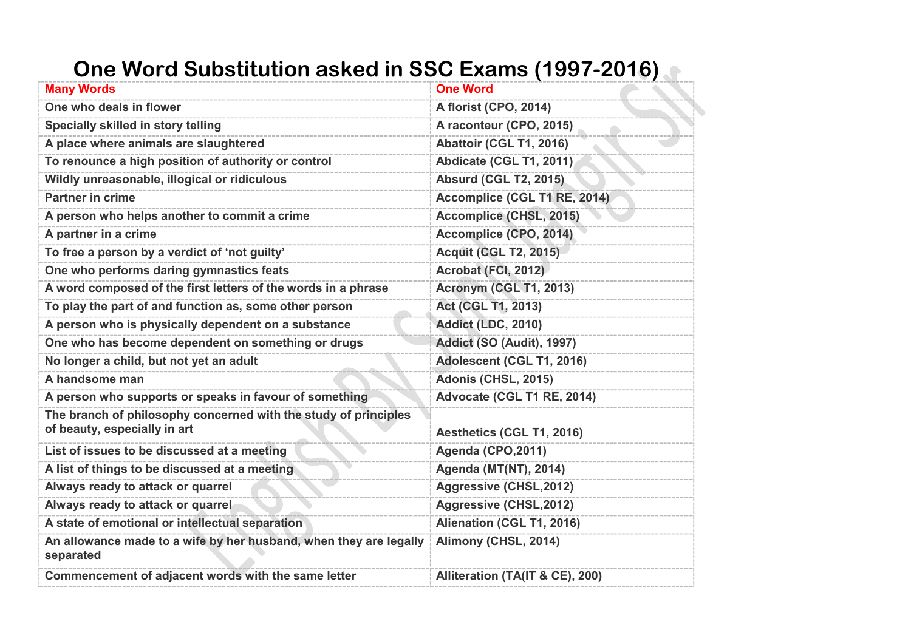# One Word Substitution asked in SSC Exams (1997-2016)

| Many Words | One Word |
|---|---|
| One who deals in flower | A florist (CPO, 2014) |
| Specially skilled in story telling | A raconteur (CPO, 2015) |
| A place where animals are slaughtered | Abattoir (CGL T1, 2016) |
| To renounce a high position of authority or control | Abdicate (CGL T1, 2011) |
| Wildly unreasonable, illogical or ridiculous | Absurd (CGL T2, 2015) |
| Partner in crime | Accomplice (CGL T1 RE, 2014) |
| A person who helps another to commit a crime | Accomplice (CHSL, 2015) |
| A partner in a crime | Accomplice (CPO, 2014) |
| To free a person by a verdict of 'not guilty' | Acquit (CGL T2, 2015) |
| One who performs daring gymnastics feats | Acrobat (FCI, 2012) |
| A word composed of the first letters of the words in a phrase | Acronym (CGL T1, 2013) |
| To play the part of and function as, some other person | Act (CGL T1, 2013) |
| A person who is physically dependent on a substance | Addict (LDC, 2010) |
| One who has become dependent on something or drugs | Addict (SO (Audit), 1997) |
| No longer a child, but not yet an adult | Adolescent (CGL T1, 2016) |
| A handsome man | Adonis (CHSL, 2015) |
| A person who supports or speaks in favour of something | Advocate (CGL T1 RE, 2014) |
| The branch of philosophy concerned with the study of principles of beauty, especially in art | Aesthetics (CGL T1, 2016) |
| List of issues to be discussed at a meeting | Agenda (CPO,2011) |
| A list of things to be discussed at a meeting | Agenda (MT(NT), 2014) |
| Always ready to attack or quarrel | Aggressive (CHSL,2012) |
| Always ready to attack or quarrel | Aggressive (CHSL,2012) |
| A state of emotional or intellectual separation | Alienation (CGL T1, 2016) |
| An allowance made to a wife by her husband, when they are legally separated | Alimony (CHSL, 2014) |
| Commencement of adjacent words with the same letter | Alliteration (TA(IT & CE), 200) |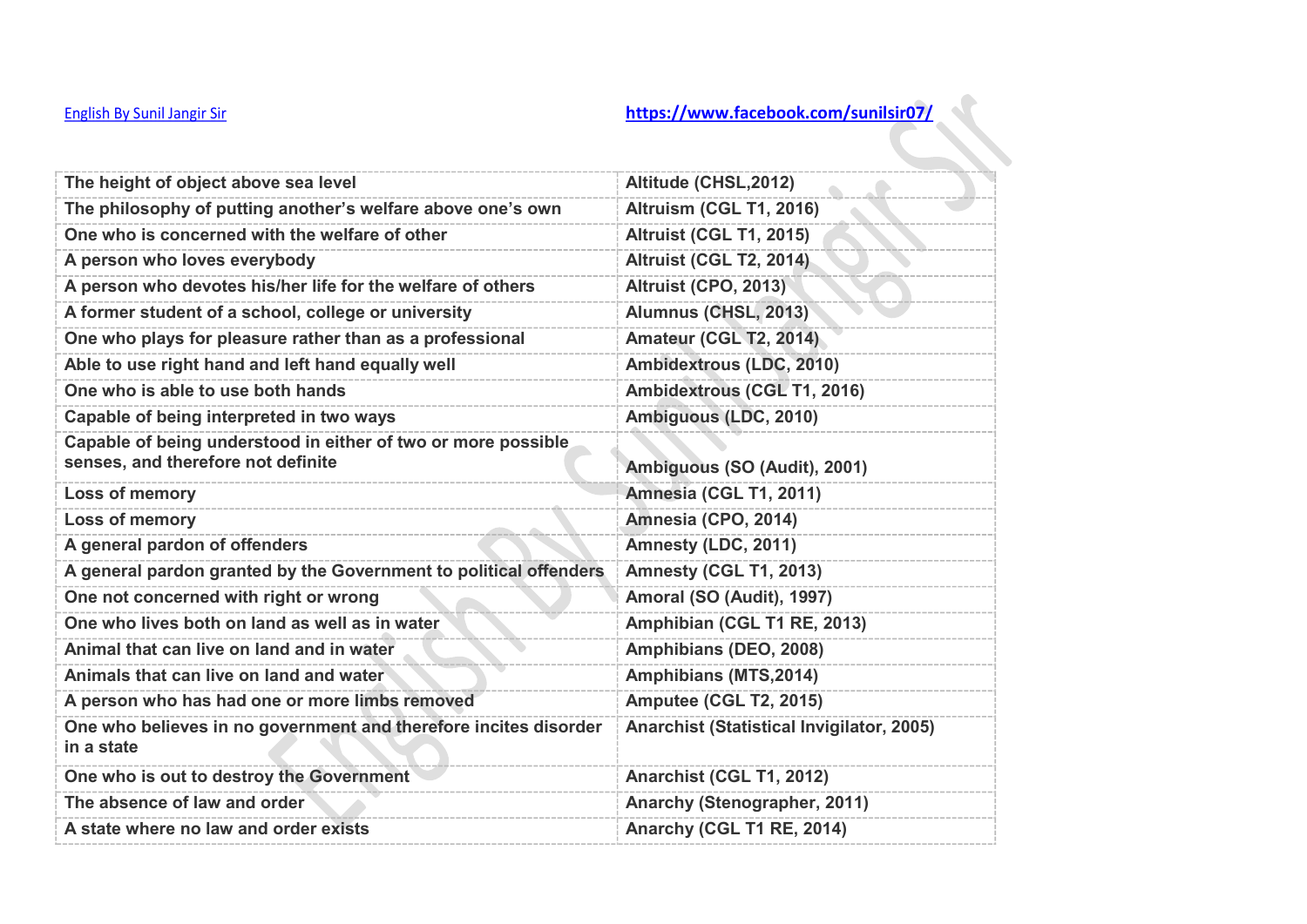| The height of object above sea level | Altitude (CHSL,2012) |
| --- | --- |
| The philosophy of putting another's welfare above one's own | Altruism (CGL T1, 2016) |
| One who is concerned with the welfare of other | Altruist (CGL T1, 2015) |
| A person who loves everybody | Altruist (CGL T2, 2014) |
| A person who devotes his/her life for the welfare of others | Altruist (CPO, 2013) |
| A former student of a school, college or university | Alumnus (CHSL, 2013) |
| One who plays for pleasure rather than as a professional | Amateur (CGL T2, 2014) |
| Able to use right hand and left hand equally well | Ambidextrous (LDC, 2010) |
| One who is able to use both hands | Ambidextrous (CGL T1, 2016) |
| Capable of being interpreted in two ways | Ambiguous (LDC, 2010) |
| Capable of being understood in either of two or more possible senses, and therefore not definite | Ambiguous (SO (Audit), 2001) |
| Loss of memory | Amnesia (CGL T1, 2011) |
| Loss of memory | Amnesia (CPO, 2014) |
| A general pardon of offenders | Amnesty (LDC, 2011) |
| A general pardon granted by the Government to political offenders | Amnesty (CGL T1, 2013) |
| One not concerned with right or wrong | Amoral (SO (Audit), 1997) |
| One who lives both on land as well as in water | Amphibian (CGL T1 RE, 2013) |
| Animal that can live on land and in water | Amphibians (DEO, 2008) |
| Animals that can live on land and water | Amphibians (MTS,2014) |
| A person who has had one or more limbs removed | Amputee (CGL T2, 2015) |
| One who believes in no government and therefore incites disorder in a state | Anarchist (Statistical Invigilator, 2005) |
| One who is out to destroy the Government | Anarchist (CGL T1, 2012) |
| The absence of law and order | Anarchy (Stenographer, 2011) |
| A state where no law and order exists | Anarchy (CGL T1 RE, 2014) |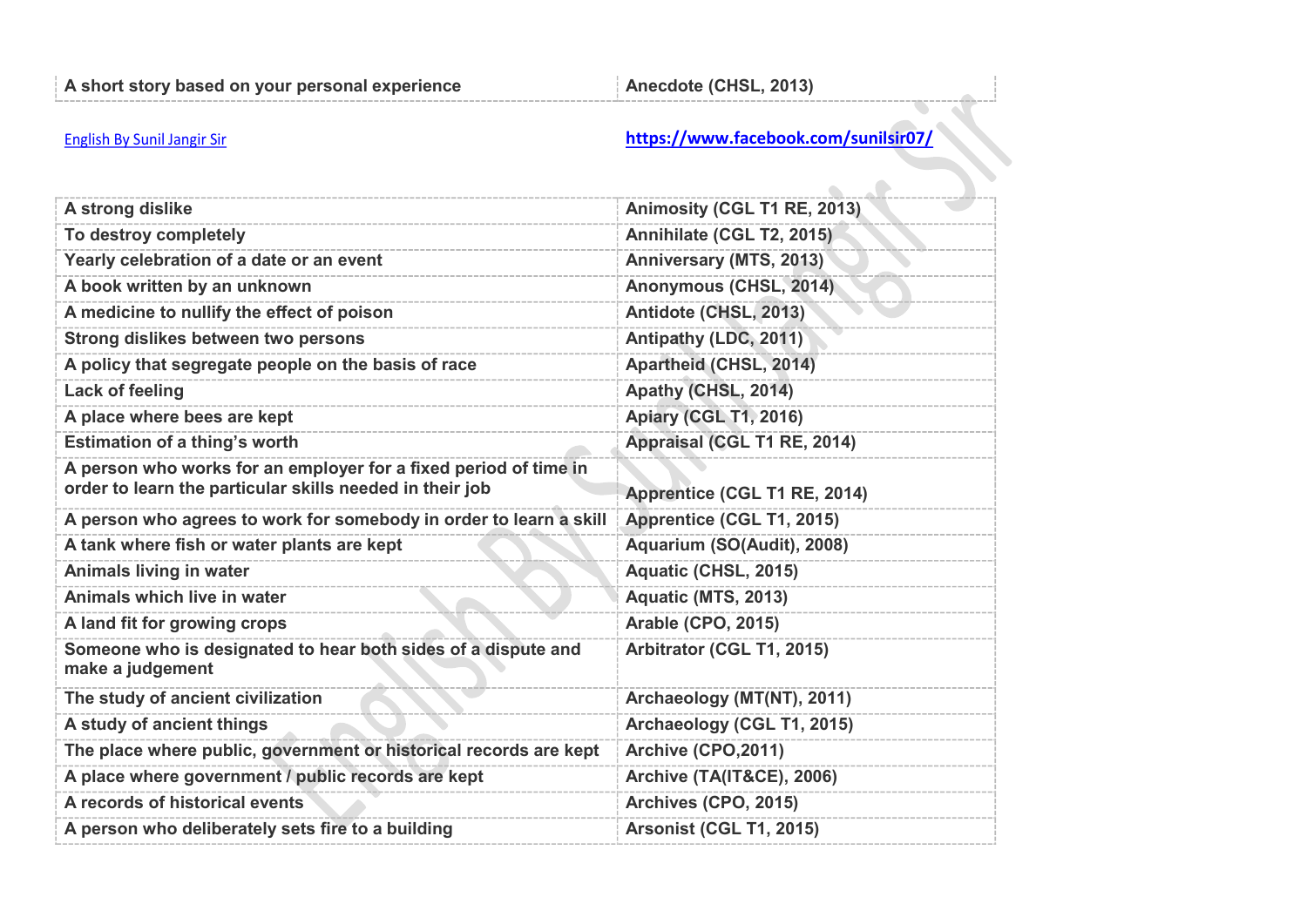| A short story based on your personal experience | Anecdote (CHSL, 2013) |
|---|---|

English By Sunil Jangir Sir

https://www.facebook.com/sunilsir07/

| A strong dislike | Animosity (CGL T1 RE, 2013) |
|---|---|
| To destroy completely | Annihilate (CGL T2, 2015) |
| Yearly celebration of a date or an event | Anniversary (MTS, 2013) |
| A book written by an unknown | Anonymous (CHSL, 2014) |
| A medicine to nullify the effect of poison | Antidote (CHSL, 2013) |
| Strong dislikes between two persons | Antipathy (LDC, 2011) |
| A policy that segregate people on the basis of race | Apartheid (CHSL, 2014) |
| Lack of feeling | Apathy (CHSL, 2014) |
| A place where bees are kept | Apiary (CGL T1, 2016) |
| Estimation of a thing's worth | Appraisal (CGL T1 RE, 2014) |
| A person who works for an employer for a fixed period of time in order to learn the particular skills needed in their job | Apprentice (CGL T1 RE, 2014) |
| A person who agrees to work for somebody in order to learn a skill | Apprentice (CGL T1, 2015) |
| A tank where fish or water plants are kept | Aquarium (SO(Audit), 2008) |
| Animals living in water | Aquatic (CHSL, 2015) |
| Animals which live in water | Aquatic (MTS, 2013) |
| A land fit for growing crops | Arable (CPO, 2015) |
| Someone who is designated to hear both sides of a dispute and make a judgement | Arbitrator (CGL T1, 2015) |
| The study of ancient civilization | Archaeology (MT(NT), 2011) |
| A study of ancient things | Archaeology (CGL T1, 2015) |
| The place where public, government or historical records are kept | Archive (CPO,2011) |
| A place where government / public records are kept | Archive (TA(IT&CE), 2006) |
| A records of historical events | Archives (CPO, 2015) |
| A person who deliberately sets fire to a building | Arsonist (CGL T1, 2015) |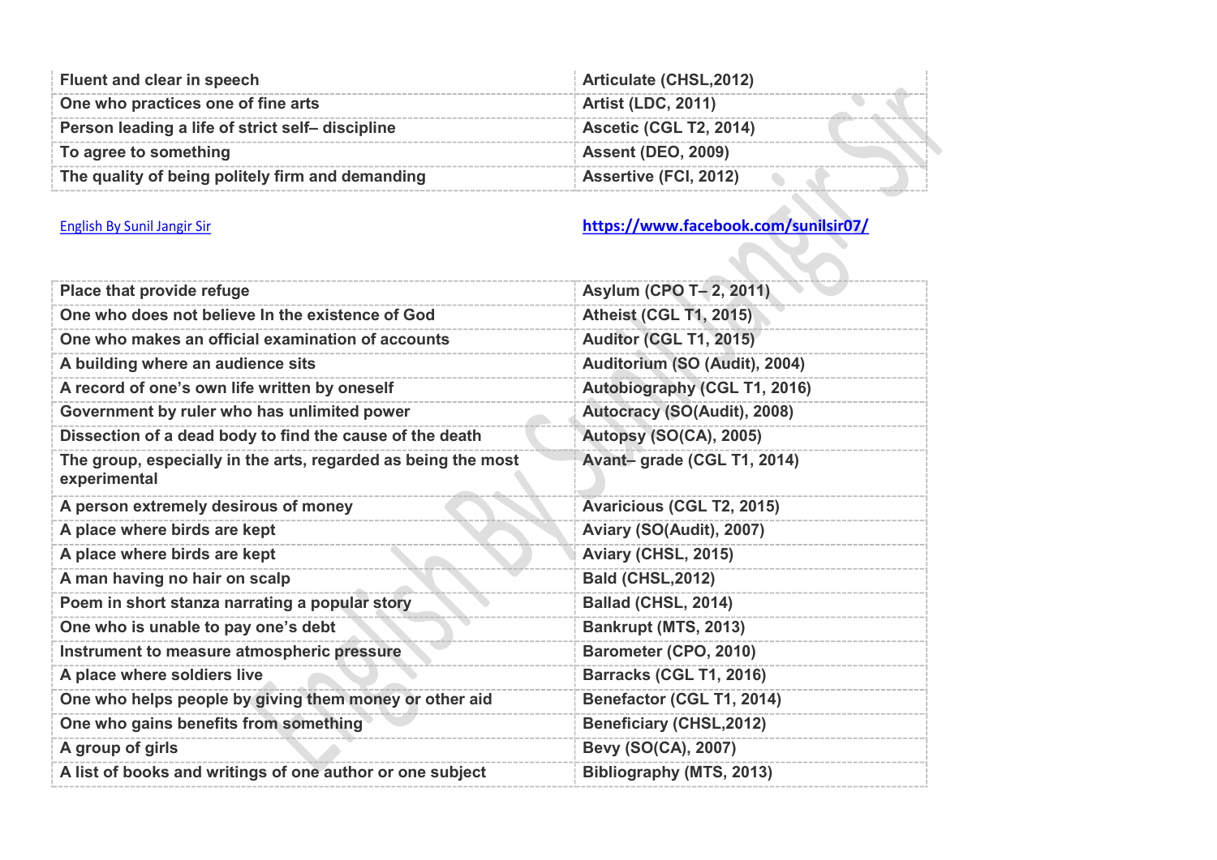| Fluent and clear in speech | Articulate (CHSL,2012) |
|---|---|
| One who practices one of fine arts | Artist (LDC, 2011) |
| Person leading a life of strict self– discipline | Ascetic (CGL T2, 2014) |
| To agree to something | Assent (DEO, 2009) |
| The quality of being politely firm and demanding | Assertive (FCI, 2012) |

English By Sunil Jangir Sir https://www.facebook.com/sunilsir07/

| Place that provide refuge | Asylum (CPO T– 2, 2011) |
|---|---|
| One who does not believe In the existence of God | Atheist (CGL T1, 2015) |
| One who makes an official examination of accounts | Auditor (CGL T1, 2015) |
| A building where an audience sits | Auditorium (SO (Audit), 2004) |
| A record of one's own life written by oneself | Autobiography (CGL T1, 2016) |
| Government by ruler who has unlimited power | Autocracy (SO(Audit), 2008) |
| Dissection of a dead body to find the cause of the death | Autopsy (SO(CA), 2005) |
| The group, especially in the arts, regarded as being the most experimental | Avant– grade (CGL T1, 2014) |
| A person extremely desirous of money | Avaricious (CGL T2, 2015) |
| A place where birds are kept | Aviary (SO(Audit), 2007) |
| A place where birds are kept | Aviary (CHSL, 2015) |
| A man having no hair on scalp | Bald (CHSL,2012) |
| Poem in short stanza narrating a popular story | Ballad (CHSL, 2014) |
| One who is unable to pay one's debt | Bankrupt (MTS, 2013) |
| Instrument to measure atmospheric pressure | Barometer (CPO, 2010) |
| A place where soldiers live | Barracks (CGL T1, 2016) |
| One who helps people by giving them money or other aid | Benefactor (CGL T1, 2014) |
| One who gains benefits from something | Beneficiary (CHSL,2012) |
| A group of girls | Bevy (SO(CA), 2007) |
| A list of books and writings of one author or one subject | Bibliography (MTS, 2013) |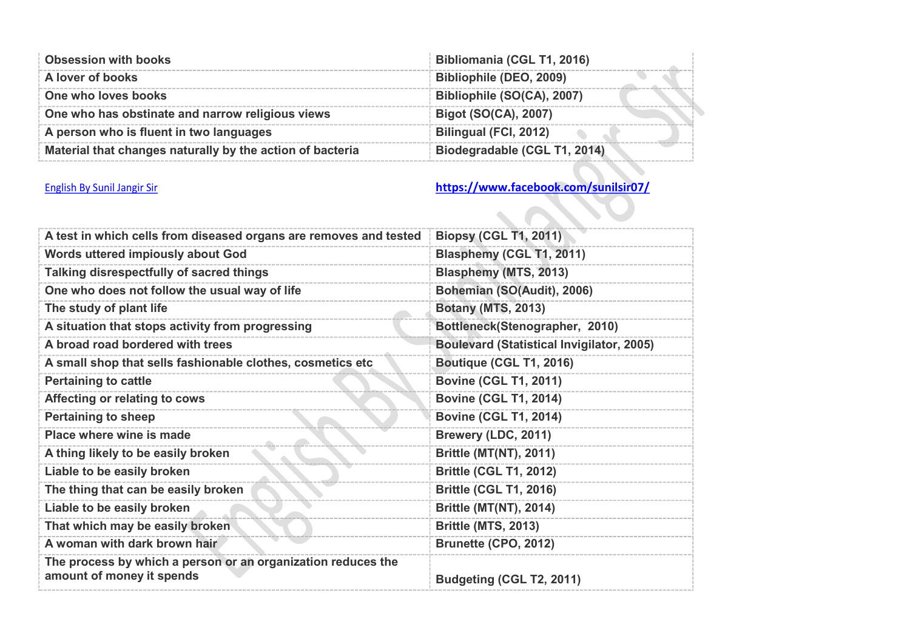| | |
|---|---|
| **Obsession with books** | **Bibliomania (CGL T1, 2016)** |
| **A lover of books** | **Bibliophile (DEO, 2009)** |
| **One who loves books** | **Bibliophile (SO(CA), 2007)** |
| **One who has obstinate and narrow religious views** | **Bigot (SO(CA), 2007)** |
| **A person who is fluent in two languages** | **Bilingual (FCI, 2012)** |
| **Material that changes naturally by the action of bacteria** | **Biodegradable (CGL T1, 2014)** |

[English By Sunil Jangir Sir](https://www.facebook.com/sunilsir07/) **https://www.facebook.com/sunilsir07/**

| | |
|---|---|
| **A test in which cells from diseased organs are removes and tested** | **Biopsy (CGL T1, 2011)** |
| **Words uttered impiously about God** | **Blasphemy (CGL T1, 2011)** |
| **Talking disrespectfully of sacred things** | **Blasphemy (MTS, 2013)** |
| **One who does not follow the usual way of life** | **Bohemian (SO(Audit), 2006)** |
| **The study of plant life** | **Botany (MTS, 2013)** |
| **A situation that stops activity from progressing** | **Bottleneck(Stenographer, 2010)** |
| **A broad road bordered with trees** | **Boulevard (Statistical Invigilator, 2005)** |
| **A small shop that sells fashionable clothes, cosmetics etc** | **Boutique (CGL T1, 2016)** |
| **Pertaining to cattle** | **Bovine (CGL T1, 2011)** |
| **Affecting or relating to cows** | **Bovine (CGL T1, 2014)** |
| **Pertaining to sheep** | **Bovine (CGL T1, 2014)** |
| **Place where wine is made** | **Brewery (LDC, 2011)** |
| **A thing likely to be easily broken** | **Brittle (MT(NT), 2011)** |
| **Liable to be easily broken** | **Brittle (CGL T1, 2012)** |
| **The thing that can be easily broken** | **Brittle (CGL T1, 2016)** |
| **Liable to be easily broken** | **Brittle (MT(NT), 2014)** |
| **That which may be easily broken** | **Brittle (MTS, 2013)** |
| **A woman with dark brown hair** | **Brunette (CPO, 2012)** |
| **The process by which a person or an organization reduces the amount of money it spends** | **Budgeting (CGL T2, 2011)** |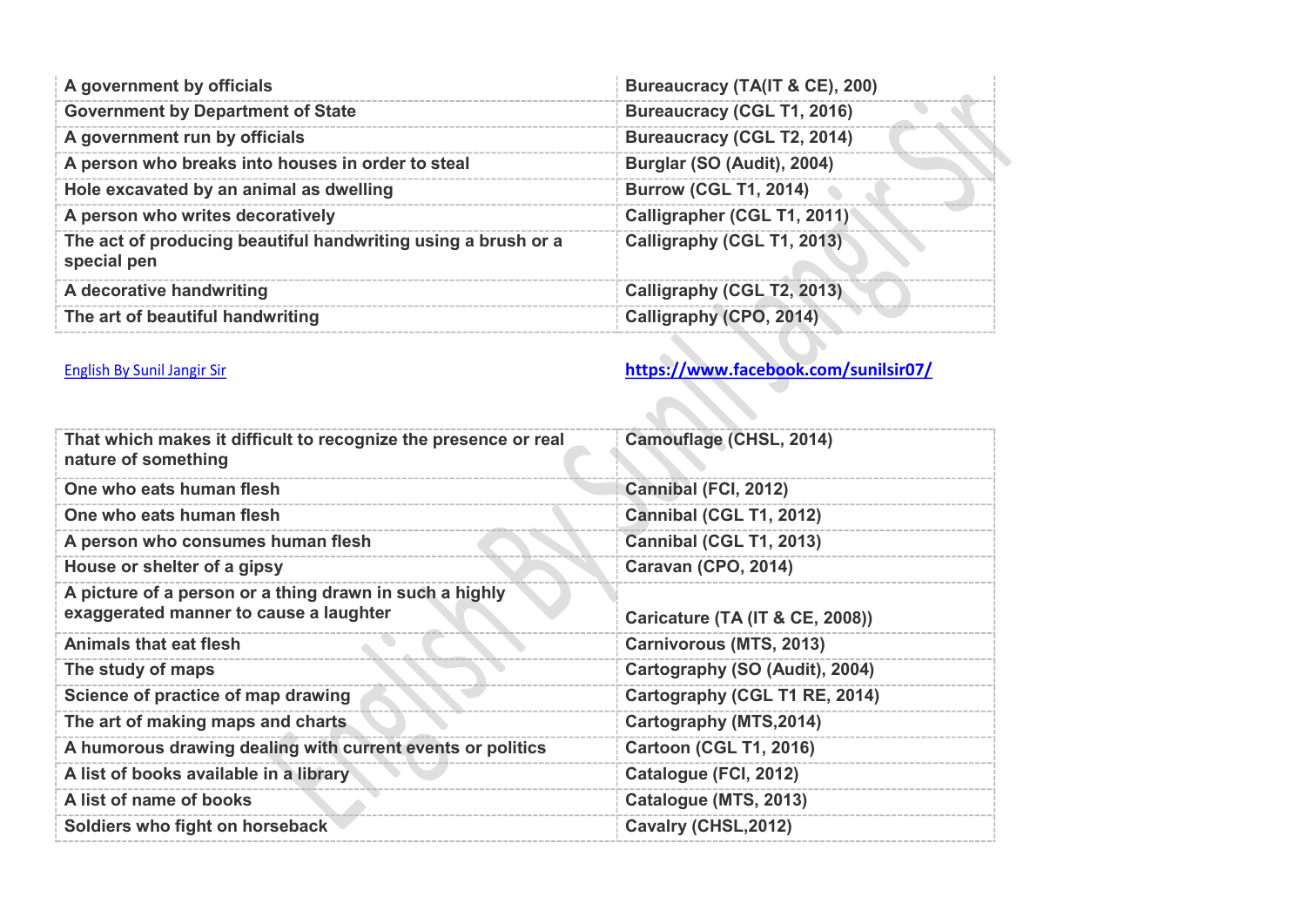| A government by officials | Bureaucracy (TA(IT & CE), 200) |
|---|---|
| Government by Department of State | Bureaucracy (CGL T1, 2016) |
| A government run by officials | Bureaucracy (CGL T2, 2014) |
| A person who breaks into houses in order to steal | Burglar (SO (Audit), 2004) |
| Hole excavated by an animal as dwelling | Burrow (CGL T1, 2014) |
| A person who writes decoratively | Calligrapher (CGL T1, 2011) |
| The act of producing beautiful handwriting using a brush or a special pen | Calligraphy (CGL T1, 2013) |
| A decorative handwriting | Calligraphy (CGL T2, 2013) |
| The art of beautiful handwriting | Calligraphy (CPO, 2014) |

English By Sunil Jangir Sir https://www.facebook.com/sunilsir07/

| That which makes it difficult to recognize the presence or real nature of something | Camouflage (CHSL, 2014) |
|---|---|
| One who eats human flesh | Cannibal (FCI, 2012) |
| One who eats human flesh | Cannibal (CGL T1, 2012) |
| A person who consumes human flesh | Cannibal (CGL T1, 2013) |
| House or shelter of a gipsy | Caravan (CPO, 2014) |
| A picture of a person or a thing drawn in such a highly exaggerated manner to cause a laughter | Caricature (TA (IT & CE, 2008)) |
| Animals that eat flesh | Carnivorous (MTS, 2013) |
| The study of maps | Cartography (SO (Audit), 2004) |
| Science of practice of map drawing | Cartography (CGL T1 RE, 2014) |
| The art of making maps and charts | Cartography (MTS,2014) |
| A humorous drawing dealing with current events or politics | Cartoon (CGL T1, 2016) |
| A list of books available in a library | Catalogue (FCI, 2012) |
| A list of name of books | Catalogue (MTS, 2013) |
| Soldiers who fight on horseback | Cavalry (CHSL,2012) |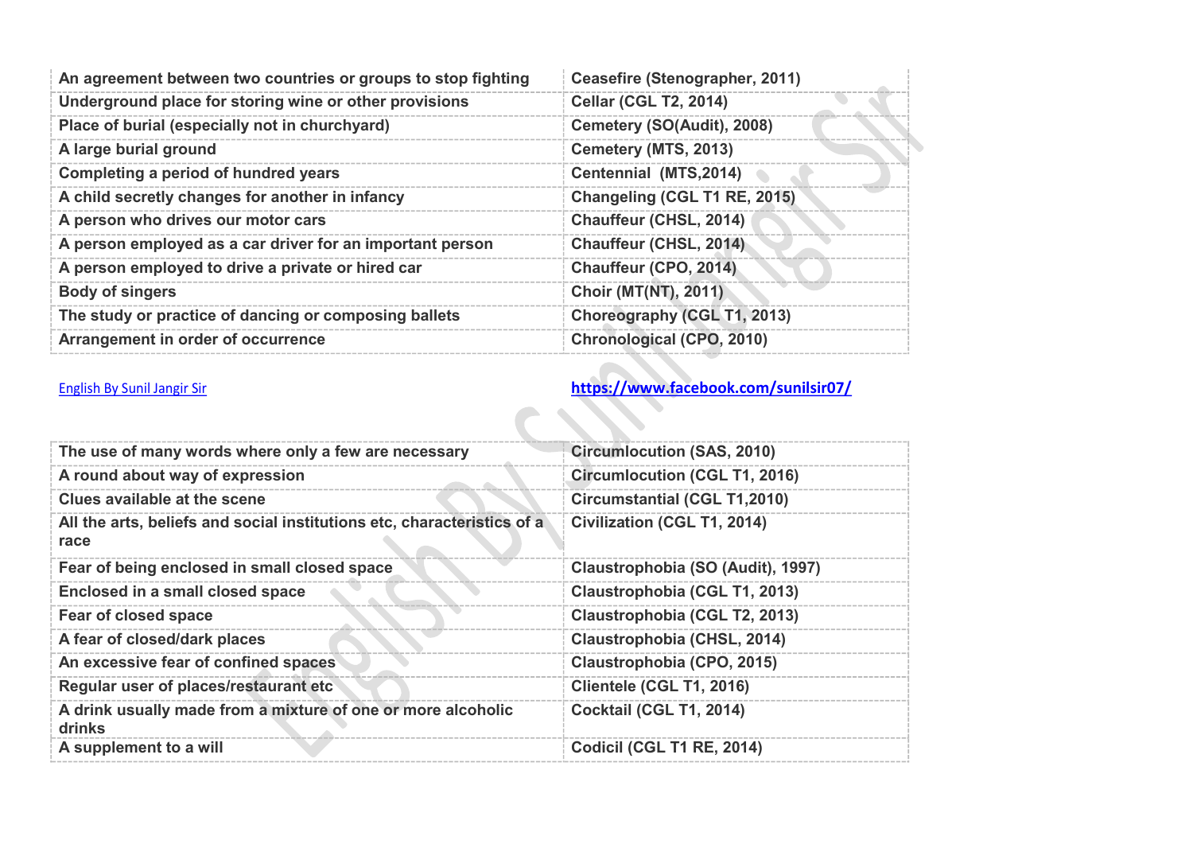| An agreement between two countries or groups to stop fighting | Ceasefire (Stenographer, 2011) |
|---|---|
| Underground place for storing wine or other provisions | Cellar (CGL T2, 2014) |
| Place of burial (especially not in churchyard) | Cemetery (SO(Audit), 2008) |
| A large burial ground | Cemetery (MTS, 2013) |
| Completing a period of hundred years | Centennial (MTS,2014) |
| A child secretly changes for another in infancy | Changeling (CGL T1 RE, 2015) |
| A person who drives our motor cars | Chauffeur (CHSL, 2014) |
| A person employed as a car driver for an important person | Chauffeur (CHSL, 2014) |
| A person employed to drive a private or hired car | Chauffeur (CPO, 2014) |
| Body of singers | Choir (MT(NT), 2011) |
| The study or practice of dancing or composing ballets | Choreography (CGL T1, 2013) |
| Arrangement in order of occurrence | Chronological (CPO, 2010) |

English By Sunil Jangir Sir https://www.facebook.com/sunilsir07/

| The use of many words where only a few are necessary | Circumlocution (SAS, 2010) |
|---|---|
| A round about way of expression | Circumlocution (CGL T1, 2016) |
| Clues available at the scene | Circumstantial (CGL T1,2010) |
| All the arts, beliefs and social institutions etc, characteristics of a race | Civilization (CGL T1, 2014) |
| Fear of being enclosed in small closed space | Claustrophobia (SO (Audit), 1997) |
| Enclosed in a small closed space | Claustrophobia (CGL T1, 2013) |
| Fear of closed space | Claustrophobia (CGL T2, 2013) |
| A fear of closed/dark places | Claustrophobia (CHSL, 2014) |
| An excessive fear of confined spaces | Claustrophobia (CPO, 2015) |
| Regular user of places/restaurant etc | Clientele (CGL T1, 2016) |
| A drink usually made from a mixture of one or more alcoholic drinks | Cocktail (CGL T1, 2014) |
| A supplement to a will | Codicil (CGL T1 RE, 2014) |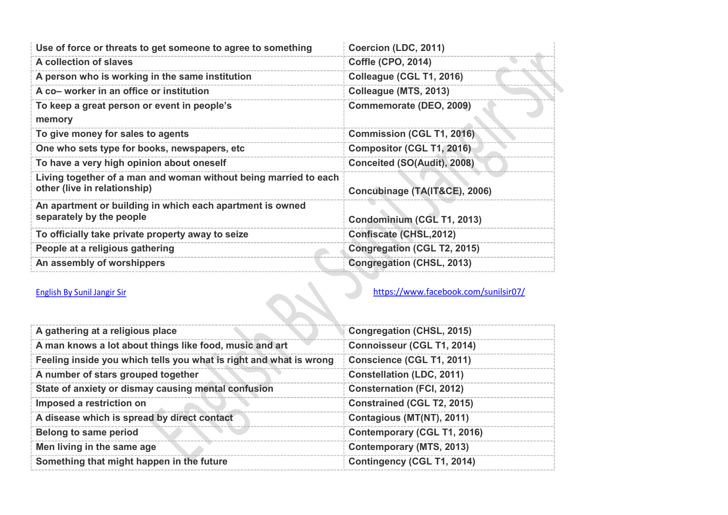| Use of force or threats to get someone to agree to something | Coercion (LDC, 2011) |
|---|---|
| A collection of slaves | Coffle (CPO, 2014) |
| A person who is working in the same institution | Colleague (CGL T1, 2016) |
| A co– worker in an office or institution | Colleague (MTS, 2013) |
| To keep a great person or event in people's memory | Commemorate (DEO, 2009) |
| To give money for sales to agents | Commission (CGL T1, 2016) |
| One who sets type for books, newspapers, etc | Compositor (CGL T1, 2016) |
| To have a very high opinion about oneself | Conceited (SO(Audit), 2008) |
| Living together of a man and woman without being married to each other (live in relationship) | Concubinage (TA(IT&CE), 2006) |
| An apartment or building in which each apartment is owned separately by the people | Condominium (CGL T1, 2013) |
| To officially take private property away to seize | Confiscate (CHSL,2012) |
| People at a religious gathering | Congregation (CGL T2, 2015) |
| An assembly of worshippers | Congregation (CHSL, 2013) |

English By Sunil Jangir Sir https://www.facebook.com/sunilsir07/

| A gathering at a religious place | Congregation (CHSL, 2015) |
|---|---|
| A man knows a lot about things like food, music and art | Connoisseur (CGL T1, 2014) |
| Feeling inside you which tells you what is right and what is wrong | Conscience (CGL T1, 2011) |
| A number of stars grouped together | Constellation (LDC, 2011) |
| State of anxiety or dismay causing mental confusion | Consternation (FCI, 2012) |
| Imposed a restriction on | Constrained (CGL T2, 2015) |
| A disease which is spread by direct contact | Contagious (MT(NT), 2011) |
| Belong to same period | Contemporary (CGL T1, 2016) |
| Men living in the same age | Contemporary (MTS, 2013) |
| Something that might happen in the future | Contingency (CGL T1, 2014) |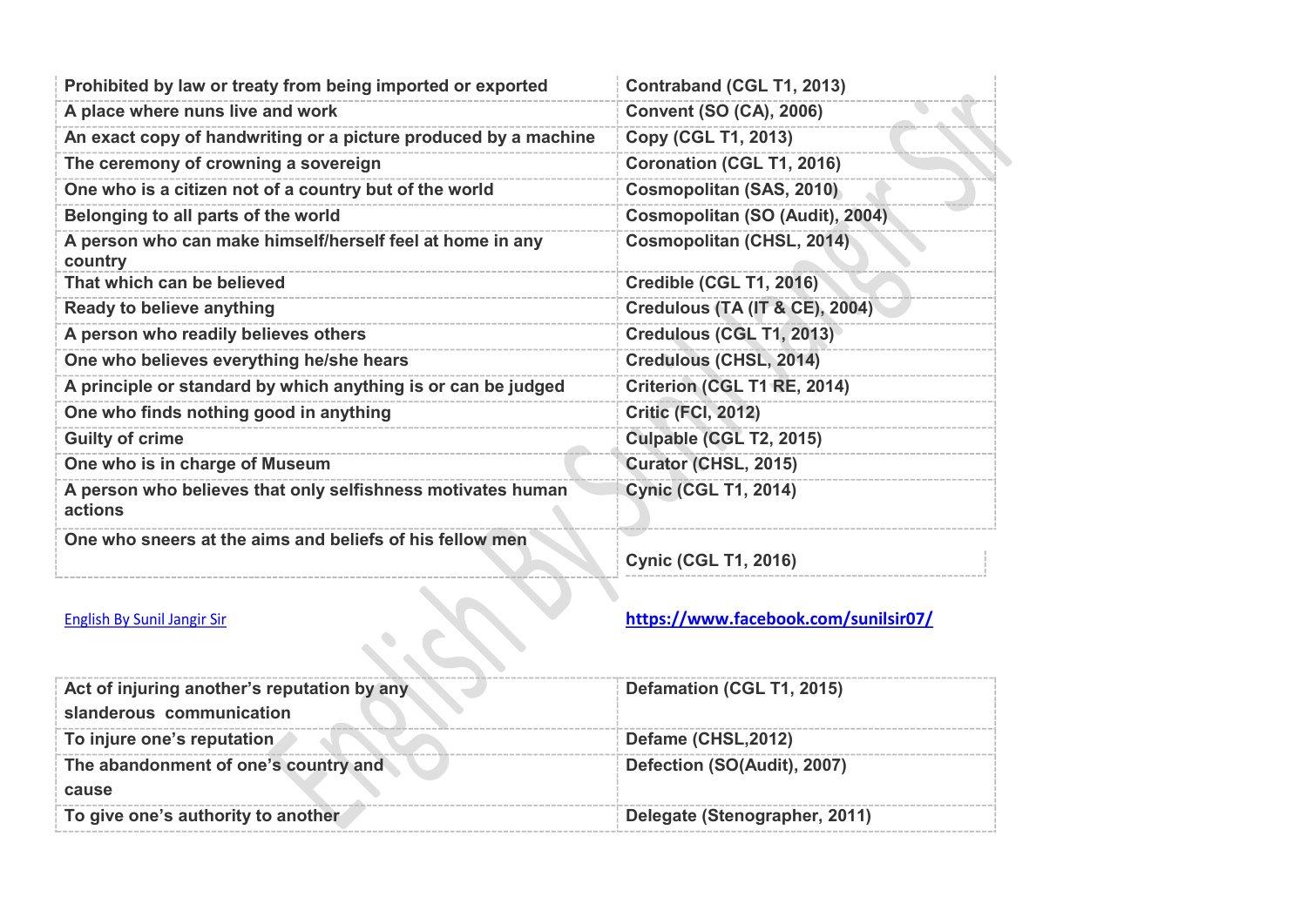| Prohibited by law or treaty from being imported or exported | Contraband (CGL T1, 2013) |
| --- | --- |
| A place where nuns live and work | Convent (SO (CA), 2006) |
| An exact copy of handwriting or a picture produced by a machine | Copy (CGL T1, 2013) |
| The ceremony of crowning a sovereign | Coronation (CGL T1, 2016) |
| One who is a citizen not of a country but of the world | Cosmopolitan (SAS, 2010) |
| Belonging to all parts of the world | Cosmopolitan (SO (Audit), 2004) |
| A person who can make himself/herself feel at home in any country | Cosmopolitan (CHSL, 2014) |
| That which can be believed | Credible (CGL T1, 2016) |
| Ready to believe anything | Credulous (TA (IT & CE), 2004) |
| A person who readily believes others | Credulous (CGL T1, 2013) |
| One who believes everything he/she hears | Credulous (CHSL, 2014) |
| A principle or standard by which anything is or can be judged | Criterion (CGL T1 RE, 2014) |
| One who finds nothing good in anything | Critic (FCI, 2012) |
| Guilty of crime | Culpable (CGL T2, 2015) |
| One who is in charge of Museum | Curator (CHSL, 2015) |
| A person who believes that only selfishness motivates human actions | Cynic (CGL T1, 2014) |
| One who sneers at the aims and beliefs of his fellow men | Cynic (CGL T1, 2016) |

English By Sunil Jangir Sir https://www.facebook.com/sunilsir07/

| Act of injuring another's reputation by any slanderous communication | Defamation (CGL T1, 2015) |
| --- | --- |
| To injure one's reputation | Defame (CHSL,2012) |
| The abandonment of one's country and cause | Defection (SO(Audit), 2007) |
| To give one's authority to another | Delegate (Stenographer, 2011) |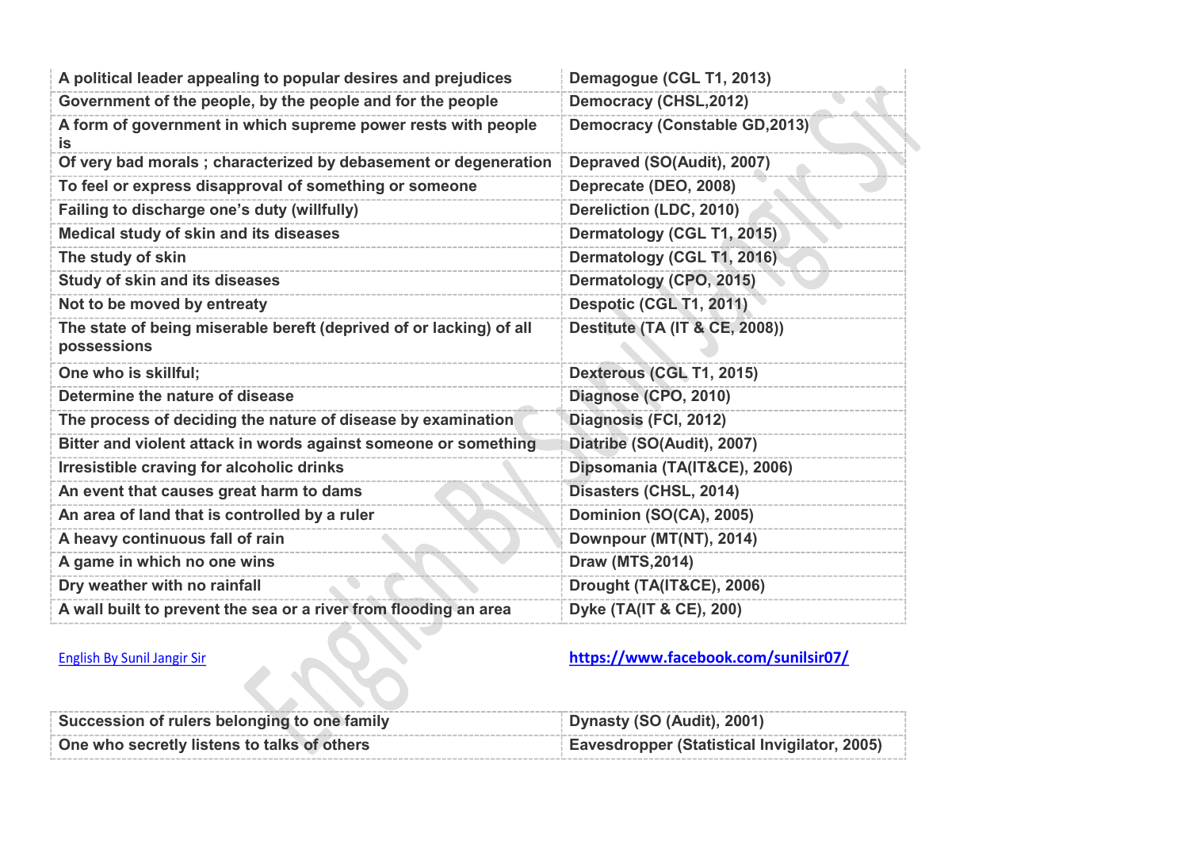| A political leader appealing to popular desires and prejudices | Demagogue (CGL T1, 2013) |
|---|---|
| Government of the people, by the people and for the people | Democracy (CHSL,2012) |
| A form of government in which supreme power rests with people is | Democracy (Constable GD,2013) |
| Of very bad morals ; characterized by debasement or degeneration | Depraved (SO(Audit), 2007) |
| To feel or express disapproval of something or someone | Deprecate (DEO, 2008) |
| Failing to discharge one's duty (willfully) | Dereliction (LDC, 2010) |
| Medical study of skin and its diseases | Dermatology (CGL T1, 2015) |
| The study of skin | Dermatology (CGL T1, 2016) |
| Study of skin and its diseases | Dermatology (CPO, 2015) |
| Not to be moved by entreaty | Despotic (CGL T1, 2011) |
| The state of being miserable bereft (deprived of or lacking) of all possessions | Destitute (TA (IT & CE, 2008)) |
| One who is skillful; | Dexterous (CGL T1, 2015) |
| Determine the nature of disease | Diagnose (CPO, 2010) |
| The process of deciding the nature of disease by examination | Diagnosis (FCI, 2012) |
| Bitter and violent attack in words against someone or something | Diatribe (SO(Audit), 2007) |
| Irresistible craving for alcoholic drinks | Dipsomania (TA(IT&CE), 2006) |
| An event that causes great harm to dams | Disasters (CHSL, 2014) |
| An area of land that is controlled by a ruler | Dominion (SO(CA), 2005) |
| A heavy continuous fall of rain | Downpour (MT(NT), 2014) |
| A game in which no one wins | Draw (MTS,2014) |
| Dry weather with no rainfall | Drought (TA(IT&CE), 2006) |
| A wall built to prevent the sea or a river from flooding an area | Dyke (TA(IT & CE), 200) |

English By Sunil Jangir Sir https://www.facebook.com/sunilsir07/

| Succession of rulers belonging to one family | Dynasty (SO (Audit), 2001) |
|---|---|
| One who secretly listens to talks of others | Eavesdropper (Statistical Invigilator, 2005) |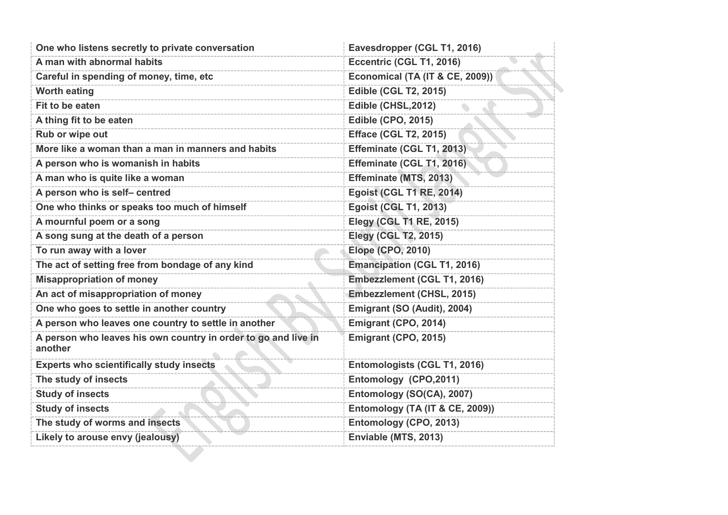| | |
|---|---|
| One who listens secretly to private conversation | Eavesdropper (CGL T1, 2016) |
| A man with abnormal habits | Eccentric (CGL T1, 2016) |
| Careful in spending of money, time, etc | Economical (TA (IT & CE, 2009)) |
| Worth eating | Edible (CGL T2, 2015) |
| Fit to be eaten | Edible (CHSL,2012) |
| A thing fit to be eaten | Edible (CPO, 2015) |
| Rub or wipe out | Efface (CGL T2, 2015) |
| More like a woman than a man in manners and habits | Effeminate (CGL T1, 2013) |
| A person who is womanish in habits | Effeminate (CGL T1, 2016) |
| A man who is quite like a woman | Effeminate (MTS, 2013) |
| A person who is self– centred | Egoist (CGL T1 RE, 2014) |
| One who thinks or speaks too much of himself | Egoist (CGL T1, 2013) |
| A mournful poem or a song | Elegy (CGL T1 RE, 2015) |
| A song sung at the death of a person | Elegy (CGL T2, 2015) |
| To run away with a lover | Elope (CPO, 2010) |
| The act of setting free from bondage of any kind | Emancipation (CGL T1, 2016) |
| Misappropriation of money | Embezzlement (CGL T1, 2016) |
| An act of misappropriation of money | Embezzlement (CHSL, 2015) |
| One who goes to settle in another country | Emigrant (SO (Audit), 2004) |
| A person who leaves one country to settle in another | Emigrant (CPO, 2014) |
| A person who leaves his own country in order to go and live in another | Emigrant (CPO, 2015) |
| Experts who scientifically study insects | Entomologists (CGL T1, 2016) |
| The study of insects | Entomology (CPO,2011) |
| Study of insects | Entomology (SO(CA), 2007) |
| Study of insects | Entomology (TA (IT & CE, 2009)) |
| The study of worms and insects | Entomology (CPO, 2013) |
| Likely to arouse envy (jealousy) | Enviable (MTS, 2013) |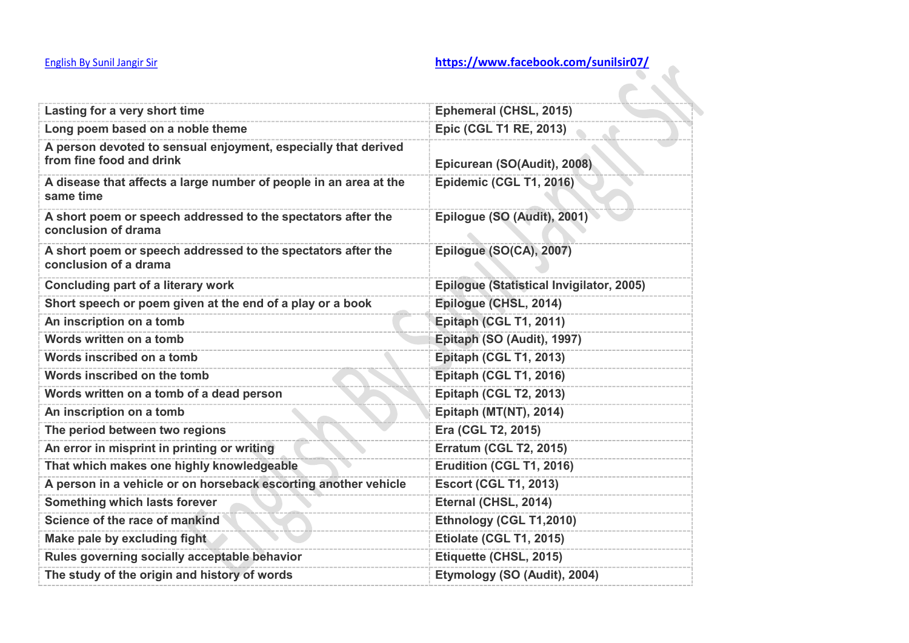| Lasting for a very short time | Ephemeral (CHSL, 2015) |
|---|---|
| Long poem based on a noble theme | Epic (CGL T1 RE, 2013) |
| A person devoted to sensual enjoyment, especially that derived from fine food and drink | Epicurean (SO(Audit), 2008) |
| A disease that affects a large number of people in an area at the same time | Epidemic (CGL T1, 2016) |
| A short poem or speech addressed to the spectators after the conclusion of drama | Epilogue (SO (Audit), 2001) |
| A short poem or speech addressed to the spectators after the conclusion of a drama | Epilogue (SO(CA), 2007) |
| Concluding part of a literary work | Epilogue (Statistical Invigilator, 2005) |
| Short speech or poem given at the end of a play or a book | Epilogue (CHSL, 2014) |
| An inscription on a tomb | Epitaph (CGL T1, 2011) |
| Words written on a tomb | Epitaph (SO (Audit), 1997) |
| Words inscribed on a tomb | Epitaph (CGL T1, 2013) |
| Words inscribed on the tomb | Epitaph (CGL T1, 2016) |
| Words written on a tomb of a dead person | Epitaph (CGL T2, 2013) |
| An inscription on a tomb | Epitaph (MT(NT), 2014) |
| The period between two regions | Era (CGL T2, 2015) |
| An error in misprint in printing or writing | Erratum (CGL T2, 2015) |
| That which makes one highly knowledgeable | Erudition (CGL T1, 2016) |
| A person in a vehicle or on horseback escorting another vehicle | Escort (CGL T1, 2013) |
| Something which lasts forever | Eternal (CHSL, 2014) |
| Science of the race of mankind | Ethnology (CGL T1,2010) |
| Make pale by excluding fight | Etiolate (CGL T1, 2015) |
| Rules governing socially acceptable behavior | Etiquette (CHSL, 2015) |
| The study of the origin and history of words | Etymology (SO (Audit), 2004) |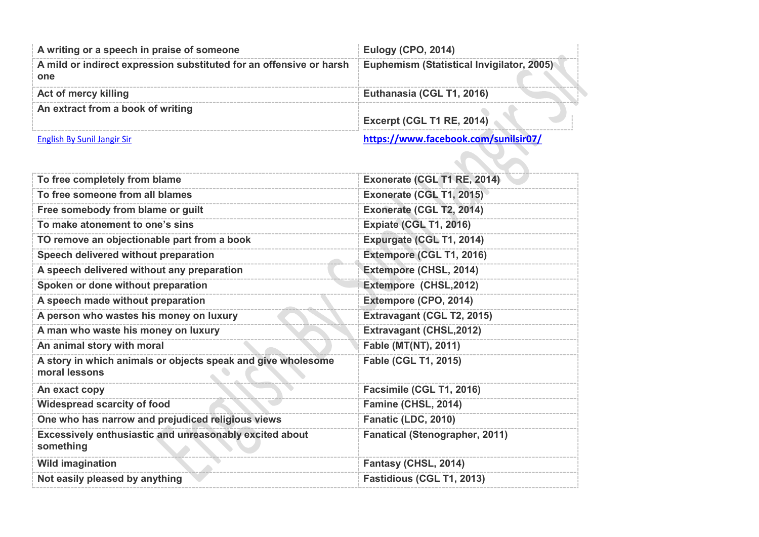| | |
|---|---|
| A writing or a speech in praise of someone | Eulogy (CPO, 2014) |
| A mild or indirect expression substituted for an offensive or harsh one | Euphemism (Statistical Invigilator, 2005) |
| Act of mercy killing | Euthanasia (CGL T1, 2016) |
| An extract from a book of writing | Excerpt (CGL T1 RE, 2014) |

English By Sunil Jangir Sir https://www.facebook.com/sunilsir07/

| | |
|---|---|
| To free completely from blame | Exonerate (CGL T1 RE, 2014) |
| To free someone from all blames | Exonerate (CGL T1, 2015) |
| Free somebody from blame or guilt | Exonerate (CGL T2, 2014) |
| To make atonement to one's sins | Expiate (CGL T1, 2016) |
| TO remove an objectionable part from a book | Expurgate (CGL T1, 2014) |
| Speech delivered without preparation | Extempore (CGL T1, 2016) |
| A speech delivered without any preparation | Extempore (CHSL, 2014) |
| Spoken or done without preparation | Extempore (CHSL,2012) |
| A speech made without preparation | Extempore (CPO, 2014) |
| A person who wastes his money on luxury | Extravagant (CGL T2, 2015) |
| A man who waste his money on luxury | Extravagant (CHSL,2012) |
| An animal story with moral | Fable (MT(NT), 2011) |
| A story in which animals or objects speak and give wholesome moral lessons | Fable (CGL T1, 2015) |
| An exact copy | Facsimile (CGL T1, 2016) |
| Widespread scarcity of food | Famine (CHSL, 2014) |
| One who has narrow and prejudiced religious views | Fanatic (LDC, 2010) |
| Excessively enthusiastic and unreasonably excited about something | Fanatical (Stenographer, 2011) |
| Wild imagination | Fantasy (CHSL, 2014) |
| Not easily pleased by anything | Fastidious (CGL T1, 2013) |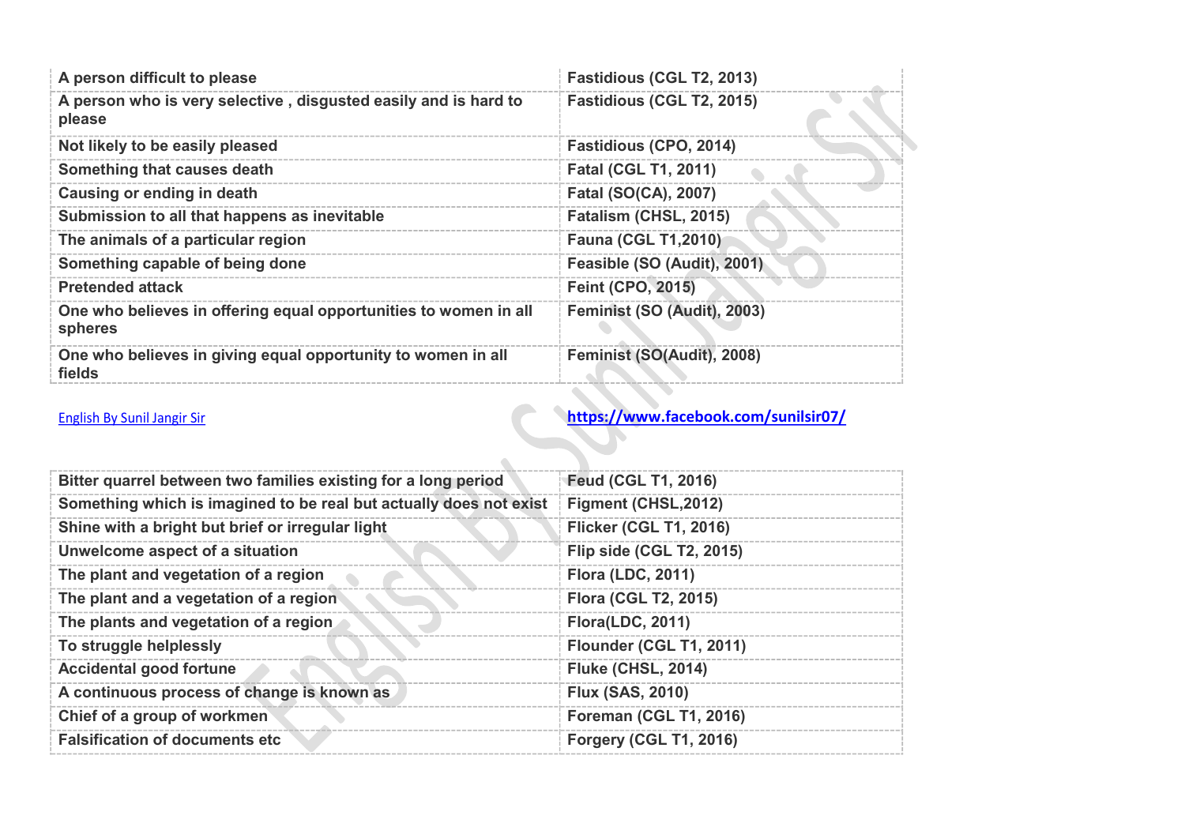| A person difficult to please | Fastidious (CGL T2, 2013) |
|---|---|
| A person who is very selective , disgusted easily and is hard to please | Fastidious (CGL T2, 2015) |
| Not likely to be easily pleased | Fastidious (CPO, 2014) |
| Something that causes death | Fatal (CGL T1, 2011) |
| Causing or ending in death | Fatal (SO(CA), 2007) |
| Submission to all that happens as inevitable | Fatalism (CHSL, 2015) |
| The animals of a particular region | Fauna (CGL T1,2010) |
| Something capable of being done | Feasible (SO (Audit), 2001) |
| Pretended attack | Feint (CPO, 2015) |
| One who believes in offering equal opportunities to women in all spheres | Feminist (SO (Audit), 2003) |
| One who believes in giving equal opportunity to women in all fields | Feminist (SO(Audit), 2008) |

English By Sunil Jangir Sir https://www.facebook.com/sunilsir07/

| Bitter quarrel between two families existing for a long period | Feud (CGL T1, 2016) |
|---|---|
| Something which is imagined to be real but actually does not exist | Figment (CHSL,2012) |
| Shine with a bright but brief or irregular light | Flicker (CGL T1, 2016) |
| Unwelcome aspect of a situation | Flip side (CGL T2, 2015) |
| The plant and vegetation of a region | Flora (LDC, 2011) |
| The plant and a vegetation of a region | Flora (CGL T2, 2015) |
| The plants and vegetation of a region | Flora(LDC, 2011) |
| To struggle helplessly | Flounder (CGL T1, 2011) |
| Accidental good fortune | Fluke (CHSL, 2014) |
| A continuous process of change is known as | Flux (SAS, 2010) |
| Chief of a group of workmen | Foreman (CGL T1, 2016) |
| Falsification of documents etc | Forgery (CGL T1, 2016) |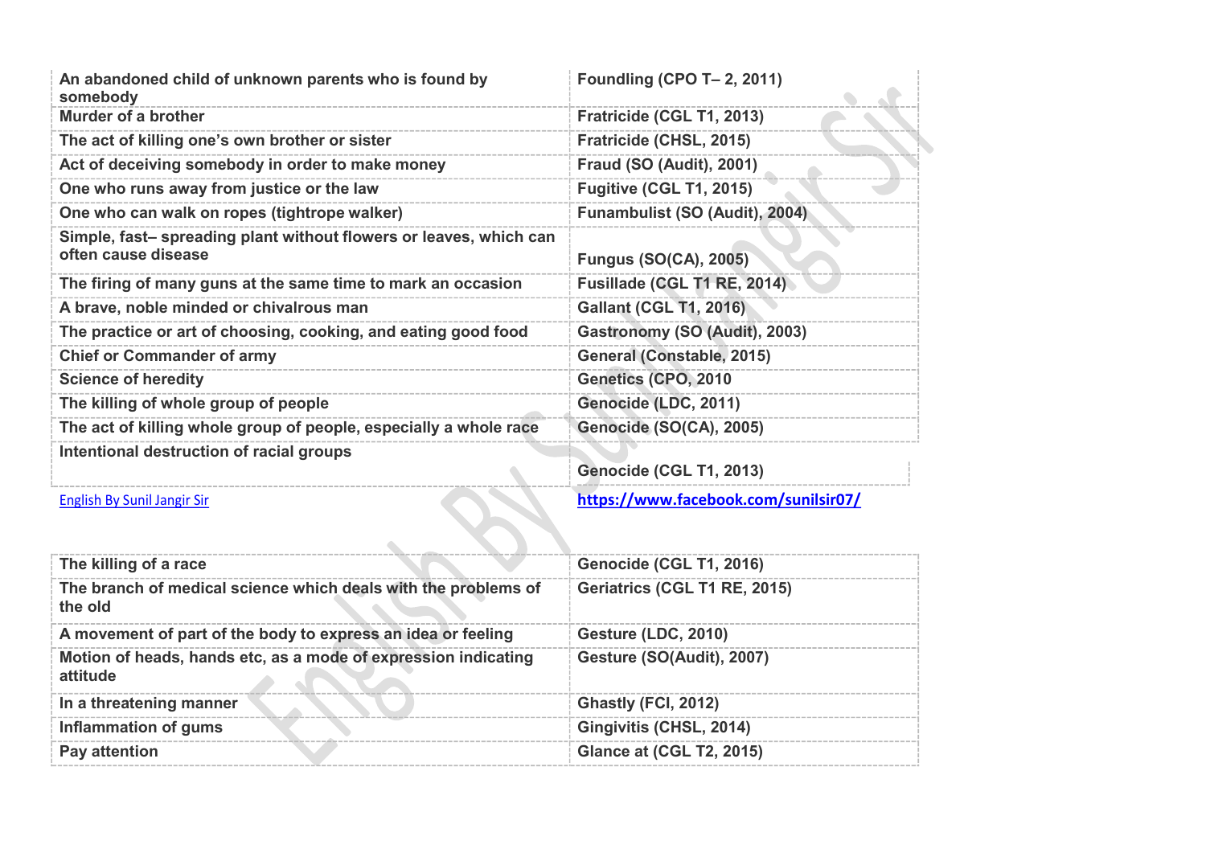| | |
|---|---|
| An abandoned child of unknown parents who is found by somebody | Foundling (CPO T– 2, 2011) |
| Murder of a brother | Fratricide (CGL T1, 2013) |
| The act of killing one's own brother or sister | Fratricide (CHSL, 2015) |
| Act of deceiving somebody in order to make money | Fraud (SO (Audit), 2001) |
| One who runs away from justice or the law | Fugitive (CGL T1, 2015) |
| One who can walk on ropes (tightrope walker) | Funambulist (SO (Audit), 2004) |
| Simple, fast– spreading plant without flowers or leaves, which can often cause disease | Fungus (SO(CA), 2005) |
| The firing of many guns at the same time to mark an occasion | Fusillade (CGL T1 RE, 2014) |
| A brave, noble minded or chivalrous man | Gallant (CGL T1, 2016) |
| The practice or art of choosing, cooking, and eating good food | Gastronomy (SO (Audit), 2003) |
| Chief or Commander of army | General (Constable, 2015) |
| Science of heredity | Genetics (CPO, 2010 |
| The killing of whole group of people | Genocide (LDC, 2011) |
| The act of killing whole group of people, especially a whole race | Genocide (SO(CA), 2005) |
| Intentional destruction of racial groups | Genocide (CGL T1, 2013) |

English By Sunil Jangir Sir https://www.facebook.com/sunilsir07/

| | |
|---|---|
| The killing of a race | Genocide (CGL T1, 2016) |
| The branch of medical science which deals with the problems of the old | Geriatrics (CGL T1 RE, 2015) |
| A movement of part of the body to express an idea or feeling | Gesture (LDC, 2010) |
| Motion of heads, hands etc, as a mode of expression indicating attitude | Gesture (SO(Audit), 2007) |
| In a threatening manner | Ghastly (FCI, 2012) |
| Inflammation of gums | Gingivitis (CHSL, 2014) |
| Pay attention | Glance at (CGL T2, 2015) |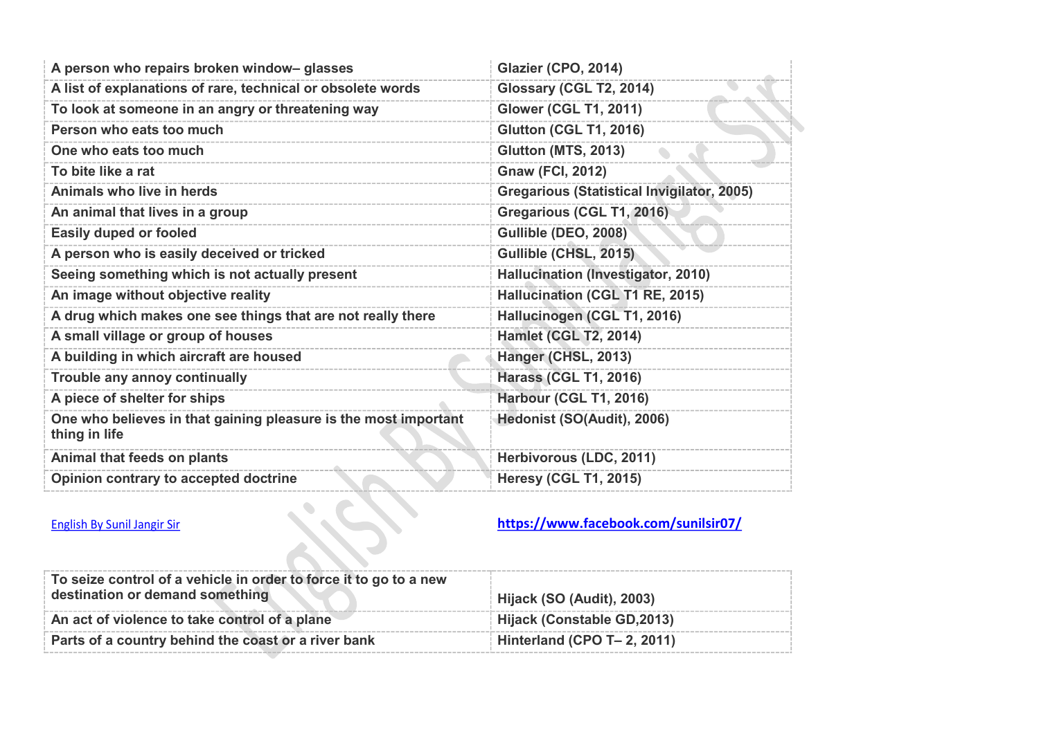| | |
|---|---|
| **A person who repairs broken window– glasses** | **Glazier (CPO, 2014)** |
| **A list of explanations of rare, technical or obsolete words** | **Glossary (CGL T2, 2014)** |
| **To look at someone in an angry or threatening way** | **Glower (CGL T1, 2011)** |
| **Person who eats too much** | **Glutton (CGL T1, 2016)** |
| **One who eats too much** | **Glutton (MTS, 2013)** |
| **To bite like a rat** | **Gnaw (FCI, 2012)** |
| **Animals who live in herds** | **Gregarious (Statistical Invigilator, 2005)** |
| **An animal that lives in a group** | **Gregarious (CGL T1, 2016)** |
| **Easily duped or fooled** | **Gullible (DEO, 2008)** |
| **A person who is easily deceived or tricked** | **Gullible (CHSL, 2015)** |
| **Seeing something which is not actually present** | **Hallucination (Investigator, 2010)** |
| **An image without objective reality** | **Hallucination (CGL T1 RE, 2015)** |
| **A drug which makes one see things that are not really there** | **Hallucinogen (CGL T1, 2016)** |
| **A small village or group of houses** | **Hamlet (CGL T2, 2014)** |
| **A building in which aircraft are housed** | **Hanger (CHSL, 2013)** |
| **Trouble any annoy continually** | **Harass (CGL T1, 2016)** |
| **A piece of shelter for ships** | **Harbour (CGL T1, 2016)** |
| **One who believes in that gaining pleasure is the most important thing in life** | **Hedonist (SO(Audit), 2006)** |
| **Animal that feeds on plants** | **Herbivorous (LDC, 2011)** |
| **Opinion contrary to accepted doctrine** | **Heresy (CGL T1, 2015)** |

English By Sunil Jangir Sir

**https://www.facebook.com/sunilsir07/**

| | |
|---|---|
| **To seize control of a vehicle in order to force it to go to a new destination or demand something** | **Hijack (SO (Audit), 2003)** |
| **An act of violence to take control of a plane** | **Hijack (Constable GD,2013)** |
| **Parts of a country behind the coast or a river bank** | **Hinterland (CPO T– 2, 2011)** |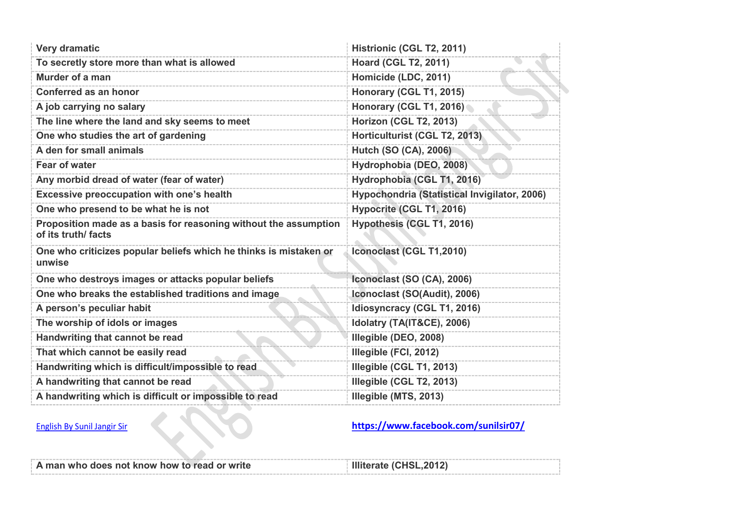| Very dramatic | Histrionic (CGL T2, 2011) |
|---|---|
| To secretly store more than what is allowed | Hoard (CGL T2, 2011) |
| Murder of a man | Homicide (LDC, 2011) |
| Conferred as an honor | Honorary (CGL T1, 2015) |
| A job carrying no salary | Honorary (CGL T1, 2016) |
| The line where the land and sky seems to meet | Horizon (CGL T2, 2013) |
| One who studies the art of gardening | Horticulturist (CGL T2, 2013) |
| A den for small animals | Hutch (SO (CA), 2006) |
| Fear of water | Hydrophobia (DEO, 2008) |
| Any morbid dread of water (fear of water) | Hydrophobia (CGL T1, 2016) |
| Excessive preoccupation with one's health | Hypochondria (Statistical Invigilator, 2006) |
| One who presend to be what he is not | Hypocrite (CGL T1, 2016) |
| Proposition made as a basis for reasoning without the assumption of its truth/ facts | Hypothesis (CGL T1, 2016) |
| One who criticizes popular beliefs which he thinks is mistaken or unwise | Iconoclast (CGL T1,2010) |
| One who destroys images or attacks popular beliefs | Iconoclast (SO (CA), 2006) |
| One who breaks the established traditions and image | Iconoclast (SO(Audit), 2006) |
| A person's peculiar habit | Idiosyncracy (CGL T1, 2016) |
| The worship of idols or images | Idolatry (TA(IT&CE), 2006) |
| Handwriting that cannot be read | Illegible (DEO, 2008) |
| That which cannot be easily read | Illegible (FCI, 2012) |
| Handwriting which is difficult/impossible to read | Illegible (CGL T1, 2013) |
| A handwriting that cannot be read | Illegible (CGL T2, 2013) |
| A handwriting which is difficult or impossible to read | Illegible (MTS, 2013) |
| A man who does not know how to read or write | Illiterate (CHSL,2012) |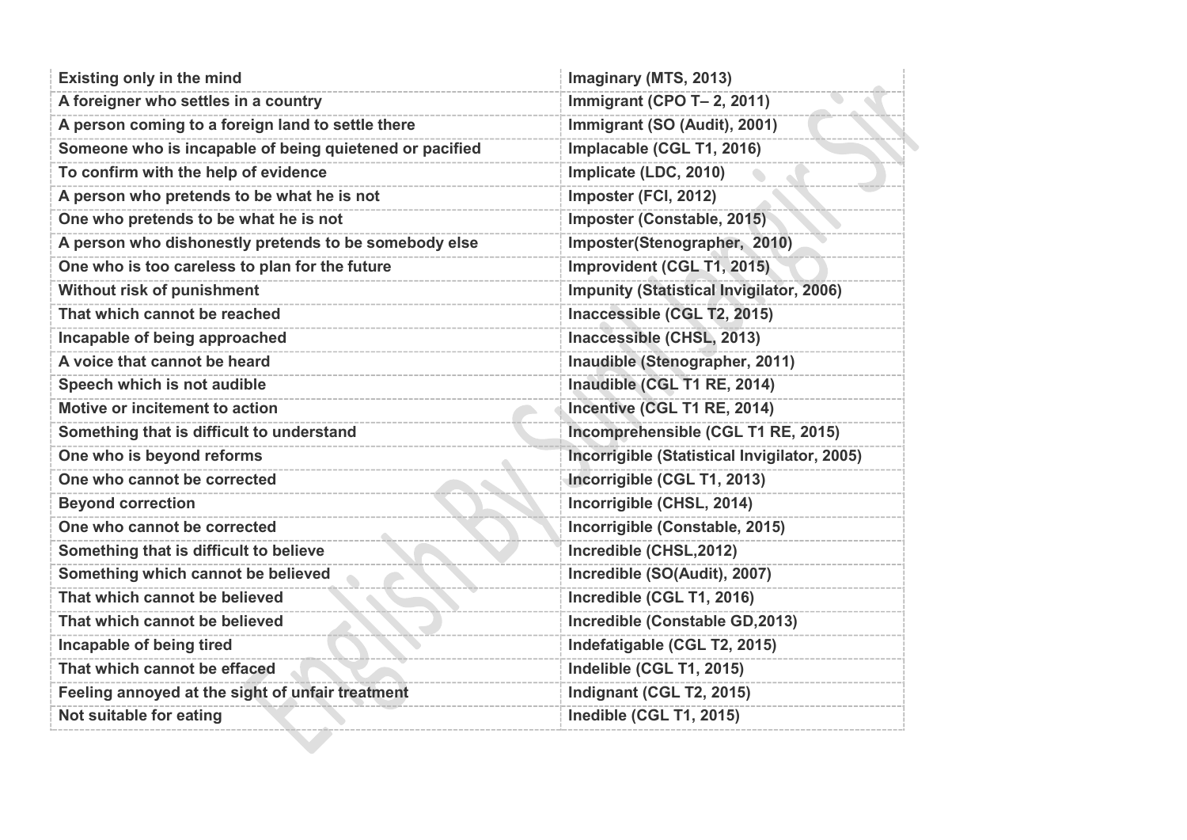| Existing only in the mind | Imaginary (MTS, 2013) |
|---|---|
| A foreigner who settles in a country | Immigrant (CPO T– 2, 2011) |
| A person coming to a foreign land to settle there | Immigrant (SO (Audit), 2001) |
| Someone who is incapable of being quietened or pacified | Implacable (CGL T1, 2016) |
| To confirm with the help of evidence | Implicate (LDC, 2010) |
| A person who pretends to be what he is not | Imposter (FCI, 2012) |
| One who pretends to be what he is not | Imposter (Constable, 2015) |
| A person who dishonestly pretends to be somebody else | Imposter(Stenographer, 2010) |
| One who is too careless to plan for the future | Improvident (CGL T1, 2015) |
| Without risk of punishment | Impunity (Statistical Invigilator, 2006) |
| That which cannot be reached | Inaccessible (CGL T2, 2015) |
| Incapable of being approached | Inaccessible (CHSL, 2013) |
| A voice that cannot be heard | Inaudible (Stenographer, 2011) |
| Speech which is not audible | Inaudible (CGL T1 RE, 2014) |
| Motive or incitement to action | Incentive (CGL T1 RE, 2014) |
| Something that is difficult to understand | Incomprehensible (CGL T1 RE, 2015) |
| One who is beyond reforms | Incorrigible (Statistical Invigilator, 2005) |
| One who cannot be corrected | Incorrigible (CGL T1, 2013) |
| Beyond correction | Incorrigible (CHSL, 2014) |
| One who cannot be corrected | Incorrigible (Constable, 2015) |
| Something that is difficult to believe | Incredible (CHSL,2012) |
| Something which cannot be believed | Incredible (SO(Audit), 2007) |
| That which cannot be believed | Incredible (CGL T1, 2016) |
| That which cannot be believed | Incredible (Constable GD,2013) |
| Incapable of being tired | Indefatigable (CGL T2, 2015) |
| That which cannot be effaced | Indelible (CGL T1, 2015) |
| Feeling annoyed at the sight of unfair treatment | Indignant (CGL T2, 2015) |
| Not suitable for eating | Inedible (CGL T1, 2015) |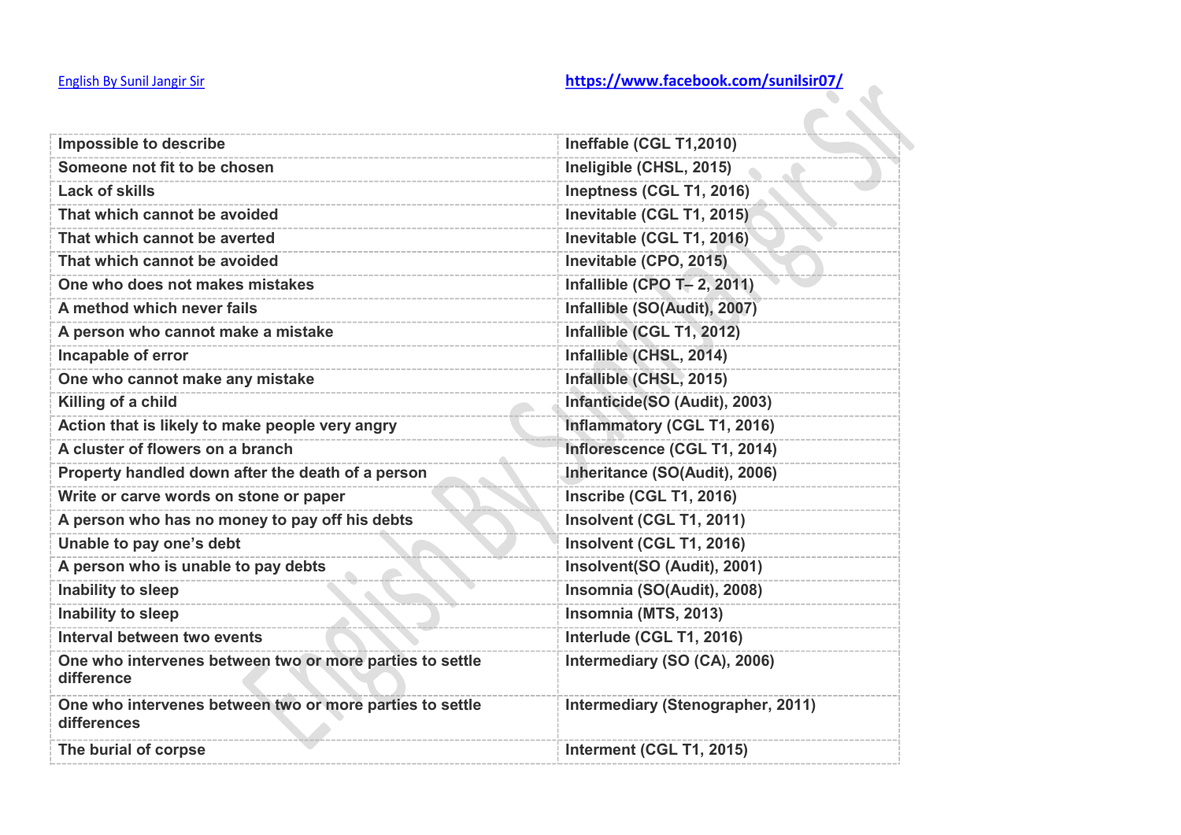| Impossible to describe | Ineffable (CGL T1,2010) |
|---|---|
| Someone not fit to be chosen | Ineligible (CHSL, 2015) |
| Lack of skills | Ineptness (CGL T1, 2016) |
| That which cannot be avoided | Inevitable (CGL T1, 2015) |
| That which cannot be averted | Inevitable (CGL T1, 2016) |
| That which cannot be avoided | Inevitable (CPO, 2015) |
| One who does not makes mistakes | Infallible (CPO T– 2, 2011) |
| A method which never fails | Infallible (SO(Audit), 2007) |
| A person who cannot make a mistake | Infallible (CGL T1, 2012) |
| Incapable of error | Infallible (CHSL, 2014) |
| One who cannot make any mistake | Infallible (CHSL, 2015) |
| Killing of a child | Infanticide(SO (Audit), 2003) |
| Action that is likely to make people very angry | Inflammatory (CGL T1, 2016) |
| A cluster of flowers on a branch | Inflorescence (CGL T1, 2014) |
| Property handled down after the death of a person | Inheritance (SO(Audit), 2006) |
| Write or carve words on stone or paper | Inscribe (CGL T1, 2016) |
| A person who has no money to pay off his debts | Insolvent (CGL T1, 2011) |
| Unable to pay one's debt | Insolvent (CGL T1, 2016) |
| A person who is unable to pay debts | Insolvent(SO (Audit), 2001) |
| Inability to sleep | Insomnia (SO(Audit), 2008) |
| Inability to sleep | Insomnia (MTS, 2013) |
| Interval between two events | Interlude (CGL T1, 2016) |
| One who intervenes between two or more parties to settle difference | Intermediary (SO (CA), 2006) |
| One who intervenes between two or more parties to settle differences | Intermediary (Stenographer, 2011) |
| The burial of corpse | Interment (CGL T1, 2015) |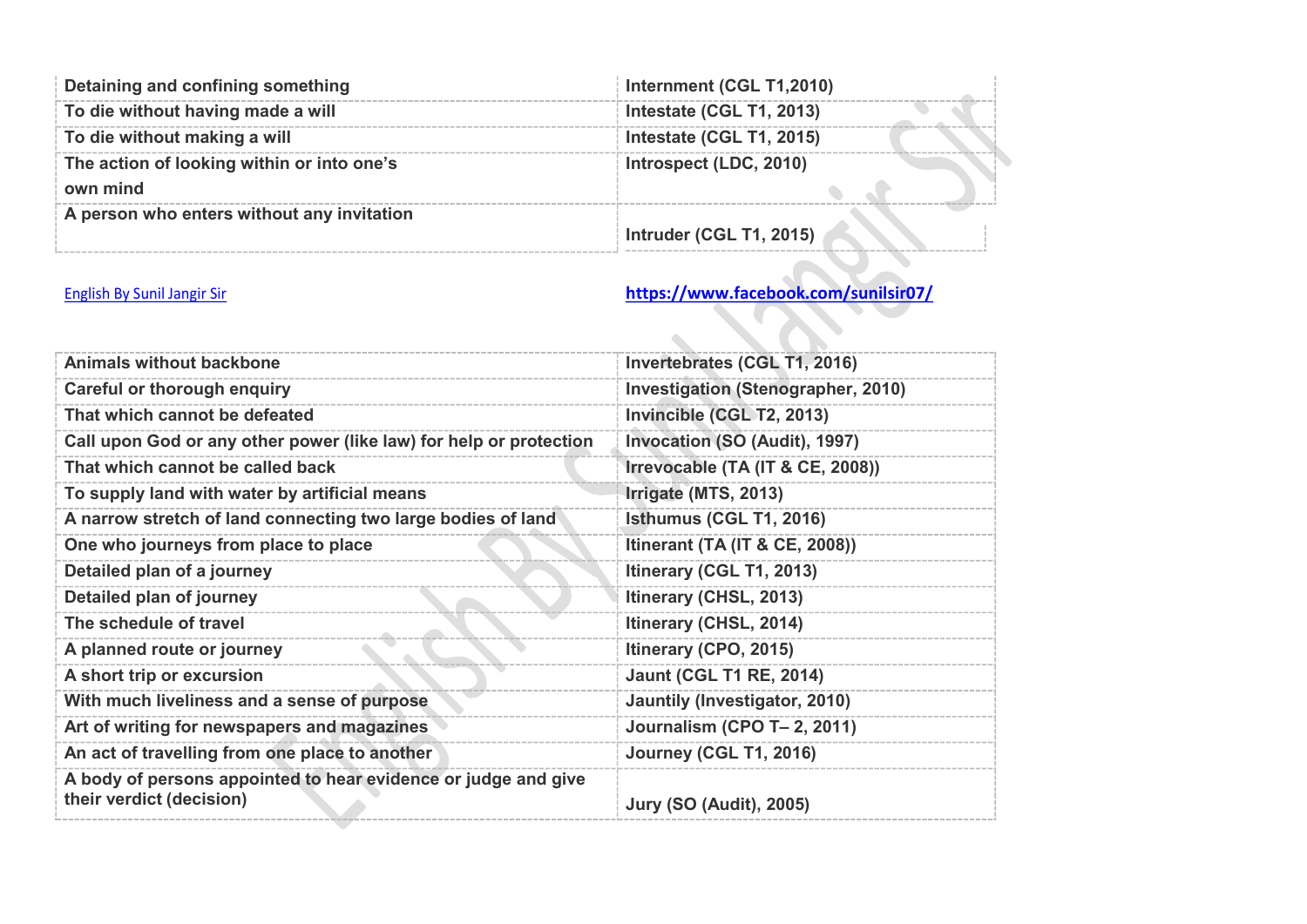| Detaining and confining something | Internment (CGL T1,2010) |
|---|---|
| To die without having made a will | Intestate (CGL T1, 2013) |
| To die without making a will | Intestate (CGL T1, 2015) |
| The action of looking within or into one's own mind | Introspect (LDC, 2010) |
| A person who enters without any invitation | Intruder (CGL T1, 2015) |

English By Sunil Jangir Sir https://www.facebook.com/sunilsir07/

| Animals without backbone | Invertebrates (CGL T1, 2016) |
|---|---|
| Careful or thorough enquiry | Investigation (Stenographer, 2010) |
| That which cannot be defeated | Invincible (CGL T2, 2013) |
| Call upon God or any other power (like law) for help or protection | Invocation (SO (Audit), 1997) |
| That which cannot be called back | Irrevocable (TA (IT & CE, 2008)) |
| To supply land with water by artificial means | Irrigate (MTS, 2013) |
| A narrow stretch of land connecting two large bodies of land | Isthumus (CGL T1, 2016) |
| One who journeys from place to place | Itinerant (TA (IT & CE, 2008)) |
| Detailed plan of a journey | Itinerary (CGL T1, 2013) |
| Detailed plan of journey | Itinerary (CHSL, 2013) |
| The schedule of travel | Itinerary (CHSL, 2014) |
| A planned route or journey | Itinerary (CPO, 2015) |
| A short trip or excursion | Jaunt (CGL T1 RE, 2014) |
| With much liveliness and a sense of purpose | Jauntily (Investigator, 2010) |
| Art of writing for newspapers and magazines | Journalism (CPO T– 2, 2011) |
| An act of travelling from one place to another | Journey (CGL T1, 2016) |
| A body of persons appointed to hear evidence or judge and give their verdict (decision) | Jury (SO (Audit), 2005) |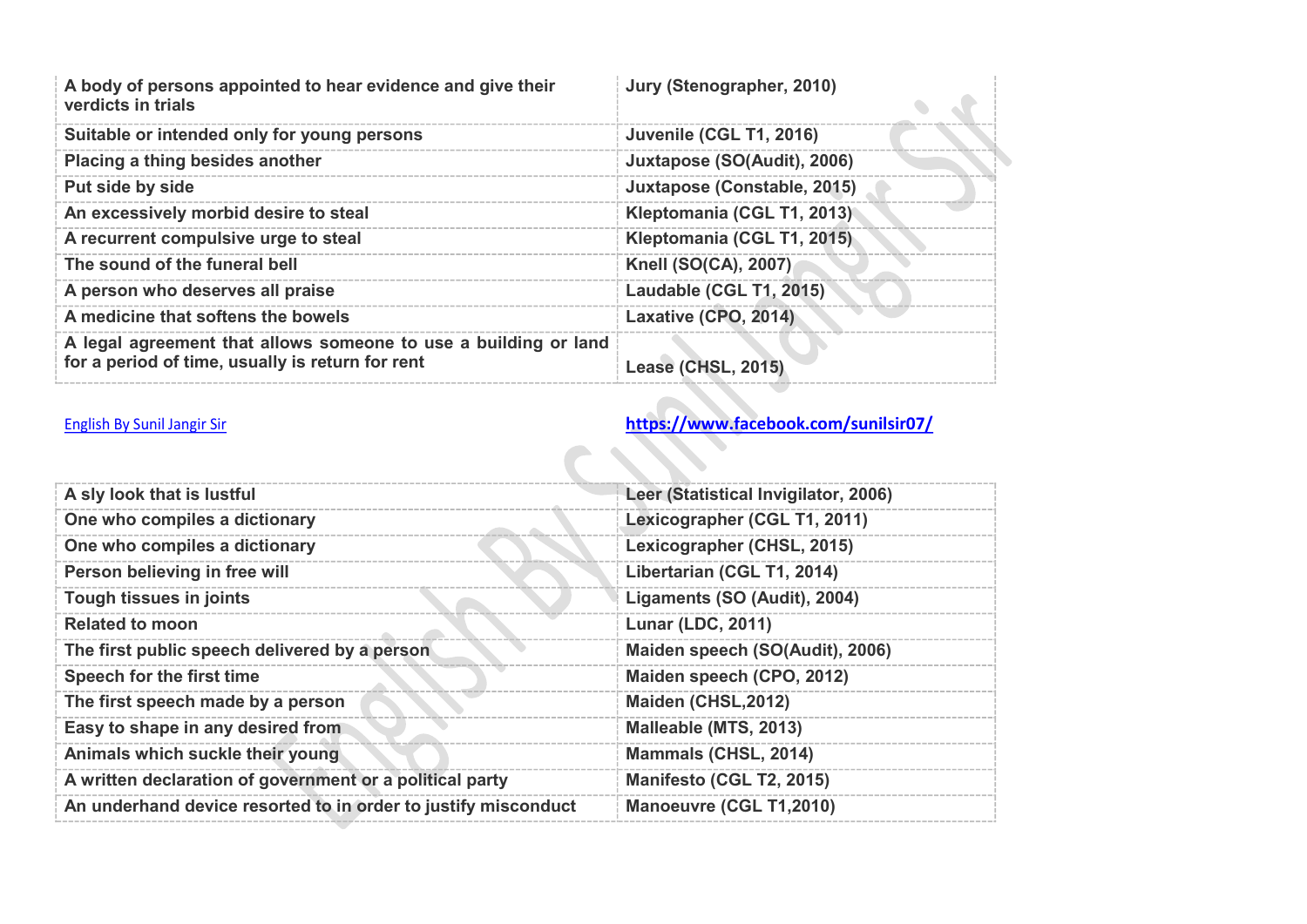| | |
|---|---|
| A body of persons appointed to hear evidence and give their verdicts in trials | Jury (Stenographer, 2010) |
| Suitable or intended only for young persons | Juvenile (CGL T1, 2016) |
| Placing a thing besides another | Juxtapose (SO(Audit), 2006) |
| Put side by side | Juxtapose (Constable, 2015) |
| An excessively morbid desire to steal | Kleptomania (CGL T1, 2013) |
| A recurrent compulsive urge to steal | Kleptomania (CGL T1, 2015) |
| The sound of the funeral bell | Knell (SO(CA), 2007) |
| A person who deserves all praise | Laudable (CGL T1, 2015) |
| A medicine that softens the bowels | Laxative (CPO, 2014) |
| A legal agreement that allows someone to use a building or land for a period of time, usually is return for rent | Lease (CHSL, 2015) |

English By Sunil Jangir Sir https://www.facebook.com/sunilsir07/

| | |
|---|---|
| A sly look that is lustful | Leer (Statistical Invigilator, 2006) |
| One who compiles a dictionary | Lexicographer (CGL T1, 2011) |
| One who compiles a dictionary | Lexicographer (CHSL, 2015) |
| Person believing in free will | Libertarian (CGL T1, 2014) |
| Tough tissues in joints | Ligaments (SO (Audit), 2004) |
| Related to moon | Lunar (LDC, 2011) |
| The first public speech delivered by a person | Maiden speech (SO(Audit), 2006) |
| Speech for the first time | Maiden speech (CPO, 2012) |
| The first speech made by a person | Maiden (CHSL,2012) |
| Easy to shape in any desired from | Malleable (MTS, 2013) |
| Animals which suckle their young | Mammals (CHSL, 2014) |
| A written declaration of government or a political party | Manifesto (CGL T2, 2015) |
| An underhand device resorted to in order to justify misconduct | Manoeuvre (CGL T1,2010) |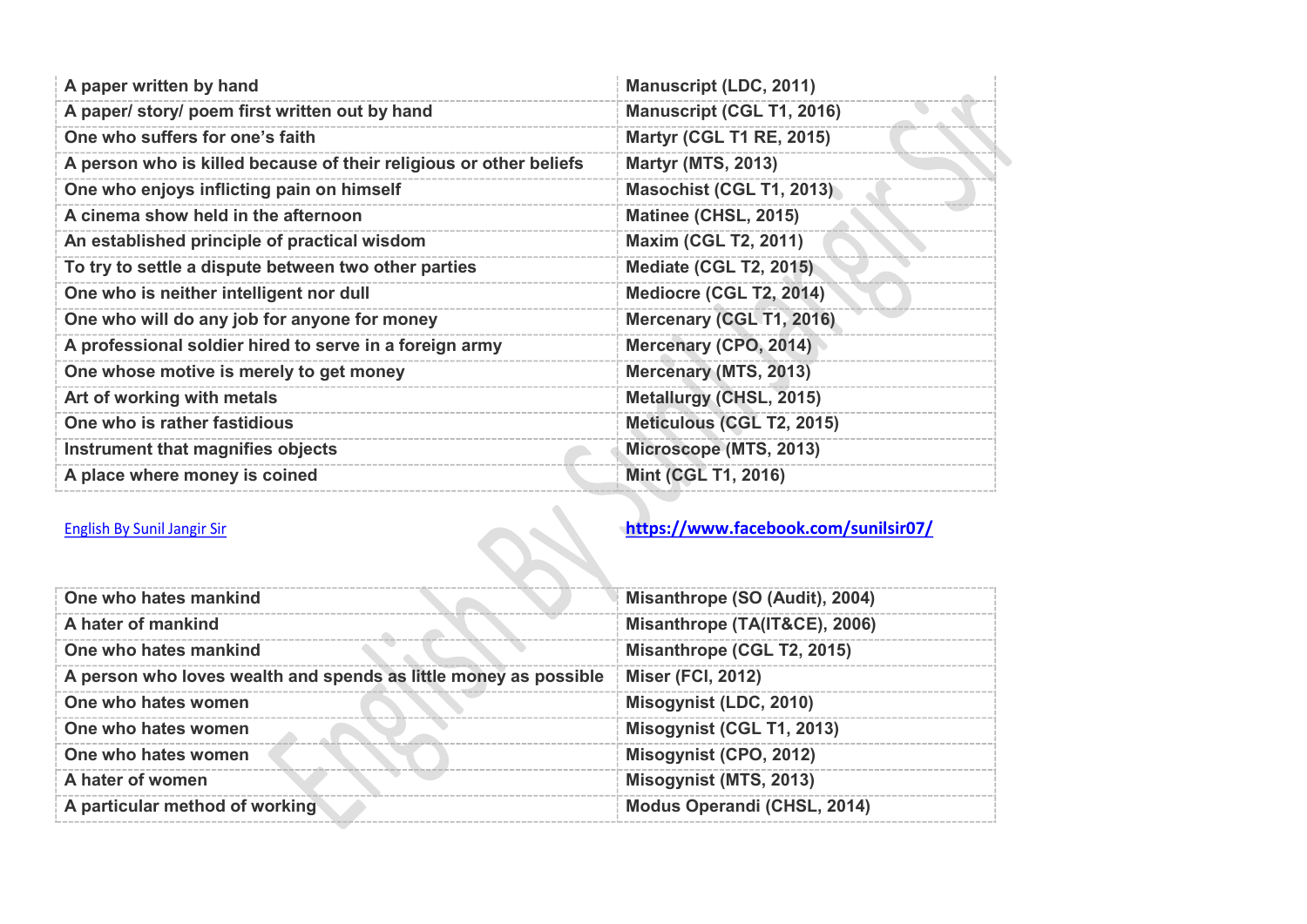| A paper written by hand | Manuscript (LDC, 2011) |
|---|---|
| A paper/ story/ poem first written out by hand | Manuscript (CGL T1, 2016) |
| One who suffers for one's faith | Martyr (CGL T1 RE, 2015) |
| A person who is killed because of their religious or other beliefs | Martyr (MTS, 2013) |
| One who enjoys inflicting pain on himself | Masochist (CGL T1, 2013) |
| A cinema show held in the afternoon | Matinee (CHSL, 2015) |
| An established principle of practical wisdom | Maxim (CGL T2, 2011) |
| To try to settle a dispute between two other parties | Mediate (CGL T2, 2015) |
| One who is neither intelligent nor dull | Mediocre (CGL T2, 2014) |
| One who will do any job for anyone for money | Mercenary (CGL T1, 2016) |
| A professional soldier hired to serve in a foreign army | Mercenary (CPO, 2014) |
| One whose motive is merely to get money | Mercenary (MTS, 2013) |
| Art of working with metals | Metallurgy (CHSL, 2015) |
| One who is rather fastidious | Meticulous (CGL T2, 2015) |
| Instrument that magnifies objects | Microscope (MTS, 2013) |
| A place where money is coined | Mint (CGL T1, 2016) |

English By Sunil Jangir Sir https://www.facebook.com/sunilsir07/

| One who hates mankind | Misanthrope (SO (Audit), 2004) |
|---|---|
| A hater of mankind | Misanthrope (TA(IT&CE), 2006) |
| One who hates mankind | Misanthrope (CGL T2, 2015) |
| A person who loves wealth and spends as little money as possible | Miser (FCI, 2012) |
| One who hates women | Misogynist (LDC, 2010) |
| One who hates women | Misogynist (CGL T1, 2013) |
| One who hates women | Misogynist (CPO, 2012) |
| A hater of women | Misogynist (MTS, 2013) |
| A particular method of working | Modus Operandi (CHSL, 2014) |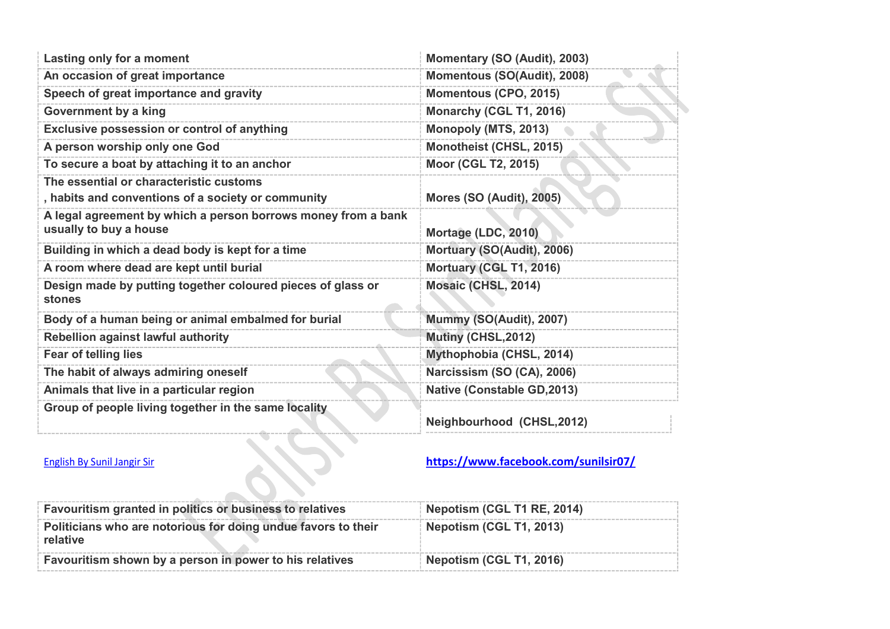| Lasting only for a moment | Momentary (SO (Audit), 2003) |
|---|---|
| An occasion of great importance | Momentous (SO(Audit), 2008) |
| Speech of great importance and gravity | Momentous (CPO, 2015) |
| Government by a king | Monarchy (CGL T1, 2016) |
| Exclusive possession or control of anything | Monopoly (MTS, 2013) |
| A person worship only one God | Monotheist (CHSL, 2015) |
| To secure a boat by attaching it to an anchor | Moor (CGL T2, 2015) |
| The essential or characteristic customs , habits and conventions of a society or community | Mores (SO (Audit), 2005) |
| A legal agreement by which a person borrows money from a bank usually to buy a house | Mortage (LDC, 2010) |
| Building in which a dead body is kept for a time | Mortuary (SO(Audit), 2006) |
| A room where dead are kept until burial | Mortuary (CGL T1, 2016) |
| Design made by putting together coloured pieces of glass or stones | Mosaic (CHSL, 2014) |
| Body of a human being or animal embalmed for burial | Mummy (SO(Audit), 2007) |
| Rebellion against lawful authority | Mutiny (CHSL,2012) |
| Fear of telling lies | Mythophobia (CHSL, 2014) |
| The habit of always admiring oneself | Narcissism (SO (CA), 2006) |
| Animals that live in a particular region | Native (Constable GD,2013) |
| Group of people living together in the same locality | Neighbourhood (CHSL,2012) |

English By Sunil Jangir Sir https://www.facebook.com/sunilsir07/

| Favouritism granted in politics or business to relatives | Nepotism (CGL T1 RE, 2014) |
|---|---|
| Politicians who are notorious for doing undue favors to their relative | Nepotism (CGL T1, 2013) |
| Favouritism shown by a person in power to his relatives | Nepotism (CGL T1, 2016) |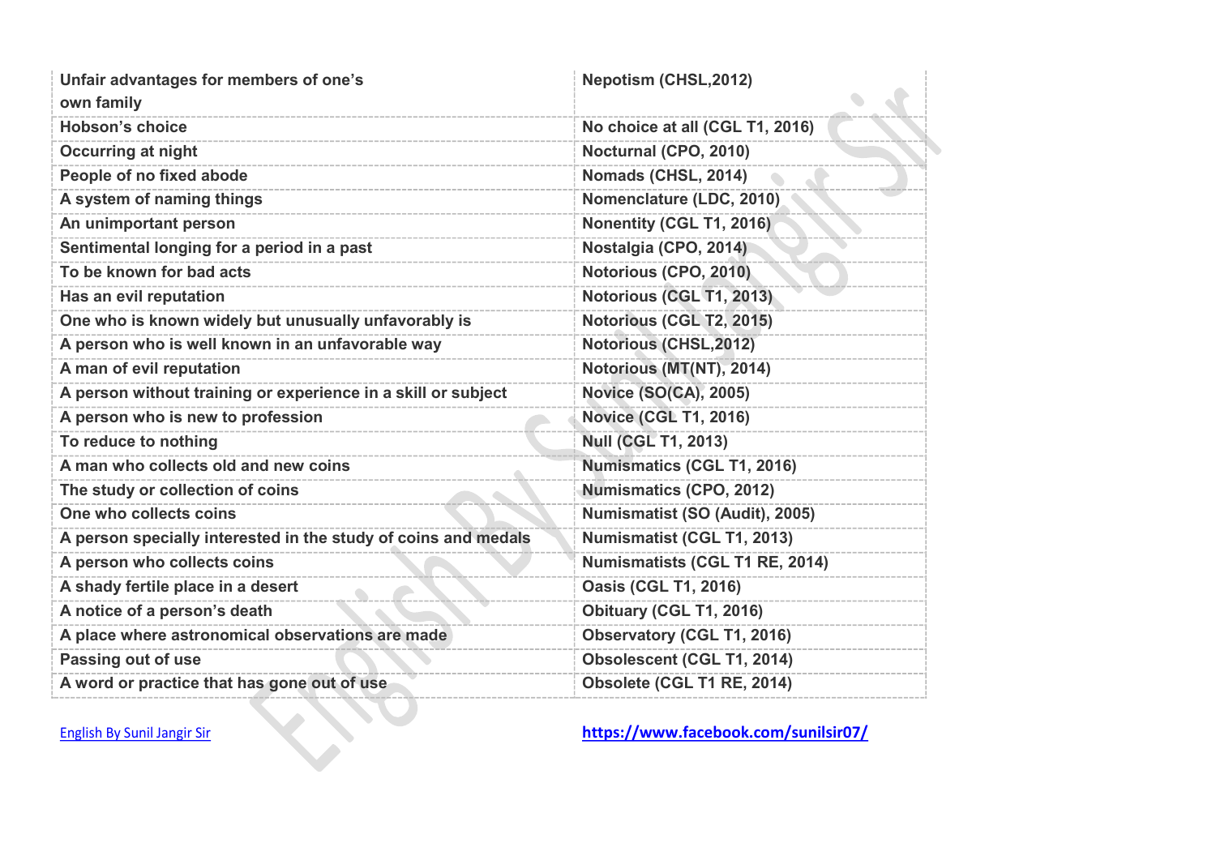| Unfair advantages for members of one's own family | Nepotism (CHSL,2012) |
|---|---|
| Hobson's choice | No choice at all (CGL T1, 2016) |
| Occurring at night | Nocturnal (CPO, 2010) |
| People of no fixed abode | Nomads (CHSL, 2014) |
| A system of naming things | Nomenclature (LDC, 2010) |
| An unimportant person | Nonentity (CGL T1, 2016) |
| Sentimental longing for a period in a past | Nostalgia (CPO, 2014) |
| To be known for bad acts | Notorious (CPO, 2010) |
| Has an evil reputation | Notorious (CGL T1, 2013) |
| One who is known widely but unusually unfavorably is | Notorious (CGL T2, 2015) |
| A person who is well known in an unfavorable way | Notorious (CHSL,2012) |
| A man of evil reputation | Notorious (MT(NT), 2014) |
| A person without training or experience in a skill or subject | Novice (SO(CA), 2005) |
| A person who is new to profession | Novice (CGL T1, 2016) |
| To reduce to nothing | Null (CGL T1, 2013) |
| A man who collects old and new coins | Numismatics (CGL T1, 2016) |
| The study or collection of coins | Numismatics (CPO, 2012) |
| One who collects coins | Numismatist (SO (Audit), 2005) |
| A person specially interested in the study of coins and medals | Numismatist (CGL T1, 2013) |
| A person who collects coins | Numismatists (CGL T1 RE, 2014) |
| A shady fertile place in a desert | Oasis (CGL T1, 2016) |
| A notice of a person's death | Obituary (CGL T1, 2016) |
| A place where astronomical observations are made | Observatory (CGL T1, 2016) |
| Passing out of use | Obsolescent (CGL T1, 2014) |
| A word or practice that has gone out of use | Obsolete (CGL T1 RE, 2014) |

English By Sunil Jangir Sir https://www.facebook.com/sunilsir07/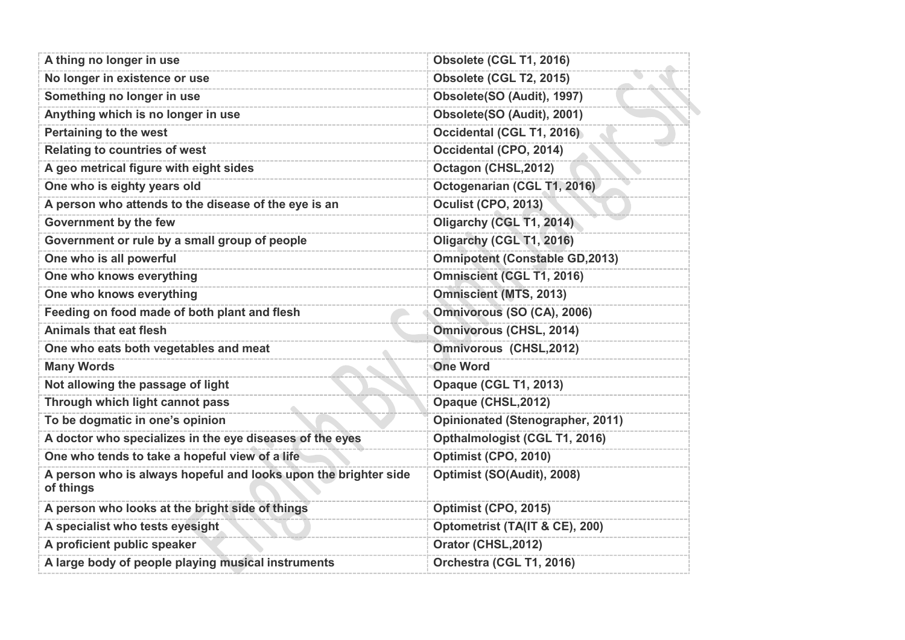| A thing no longer in use | Obsolete (CGL T1, 2016) |
|---|---|
| No longer in existence or use | Obsolete (CGL T2, 2015) |
| Something no longer in use | Obsolete(SO (Audit), 1997) |
| Anything which is no longer in use | Obsolete(SO (Audit), 2001) |
| Pertaining to the west | Occidental (CGL T1, 2016) |
| Relating to countries of west | Occidental (CPO, 2014) |
| A geo metrical figure with eight sides | Octagon (CHSL,2012) |
| One who is eighty years old | Octogenarian (CGL T1, 2016) |
| A person who attends to the disease of the eye is an | Oculist (CPO, 2013) |
| Government by the few | Oligarchy (CGL T1, 2014) |
| Government or rule by a small group of people | Oligarchy (CGL T1, 2016) |
| One who is all powerful | Omnipotent (Constable GD,2013) |
| One who knows everything | Omniscient (CGL T1, 2016) |
| One who knows everything | Omniscient (MTS, 2013) |
| Feeding on food made of both plant and flesh | Omnivorous (SO (CA), 2006) |
| Animals that eat flesh | Omnivorous (CHSL, 2014) |
| One who eats both vegetables and meat | Omnivorous (CHSL,2012) |
| **Many Words** | **One Word** |
| Not allowing the passage of light | Opaque (CGL T1, 2013) |
| Through which light cannot pass | Opaque (CHSL,2012) |
| To be dogmatic in one's opinion | Opinionated (Stenographer, 2011) |
| A doctor who specializes in the eye diseases of the eyes | Opthalmologist (CGL T1, 2016) |
| One who tends to take a hopeful view of a life | Optimist (CPO, 2010) |
| A person who is always hopeful and looks upon the brighter side of things | Optimist (SO(Audit), 2008) |
| A person who looks at the bright side of things | Optimist (CPO, 2015) |
| A specialist who tests eyesight | Optometrist (TA(IT & CE), 200) |
| A proficient public speaker | Orator (CHSL,2012) |
| A large body of people playing musical instruments | Orchestra (CGL T1, 2016) |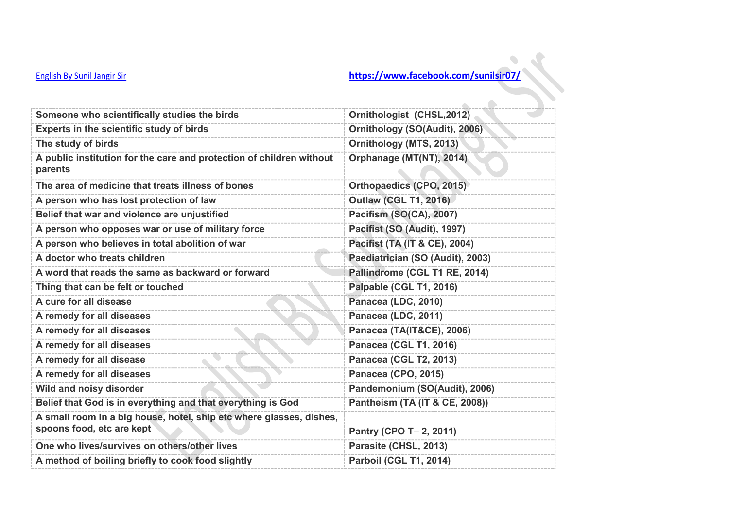| Someone who scientifically studies the birds | Ornithologist (CHSL,2012) |
|---|---|
| Experts in the scientific study of birds | Ornithology (SO(Audit), 2006) |
| The study of birds | Ornithology (MTS, 2013) |
| A public institution for the care and protection of children without parents | Orphanage (MT(NT), 2014) |
| The area of medicine that treats illness of bones | Orthopaedics (CPO, 2015) |
| A person who has lost protection of law | Outlaw (CGL T1, 2016) |
| Belief that war and violence are unjustified | Pacifism (SO(CA), 2007) |
| A person who opposes war or use of military force | Pacifist (SO (Audit), 1997) |
| A person who believes in total abolition of war | Pacifist (TA (IT & CE), 2004) |
| A doctor who treats children | Paediatrician (SO (Audit), 2003) |
| A word that reads the same as backward or forward | Pallindrome (CGL T1 RE, 2014) |
| Thing that can be felt or touched | Palpable (CGL T1, 2016) |
| A cure for all disease | Panacea (LDC, 2010) |
| A remedy for all diseases | Panacea (LDC, 2011) |
| A remedy for all diseases | Panacea (TA(IT&CE), 2006) |
| A remedy for all diseases | Panacea (CGL T1, 2016) |
| A remedy for all disease | Panacea (CGL T2, 2013) |
| A remedy for all diseases | Panacea (CPO, 2015) |
| Wild and noisy disorder | Pandemonium (SO(Audit), 2006) |
| Belief that God is in everything and that everything is God | Pantheism (TA (IT & CE, 2008)) |
| A small room in a big house, hotel, ship etc where glasses, dishes, spoons food, etc are kept | Pantry (CPO T– 2, 2011) |
| One who lives/survives on others/other lives | Parasite (CHSL, 2013) |
| A method of boiling briefly to cook food slightly | Parboil (CGL T1, 2014) |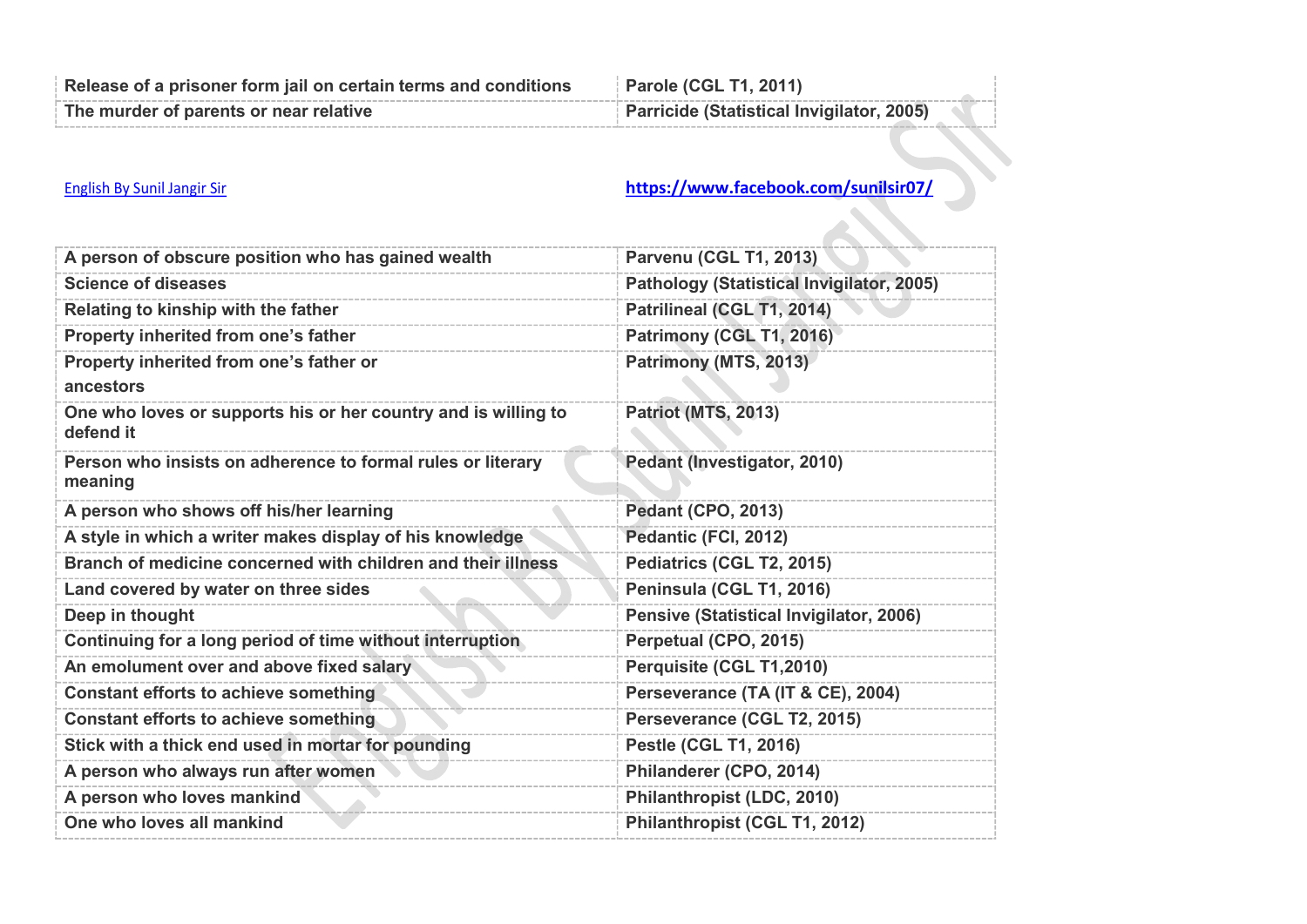| Release of a prisoner form jail on certain terms and conditions | Parole (CGL T1, 2011) |
|---|---|
| The murder of parents or near relative | Parricide (Statistical Invigilator, 2005) |

English By Sunil Jangir Sir https://www.facebook.com/sunilsir07/

| A person of obscure position who has gained wealth | Parvenu (CGL T1, 2013) |
|---|---|
| Science of diseases | Pathology (Statistical Invigilator, 2005) |
| Relating to kinship with the father | Patrilineal (CGL T1, 2014) |
| Property inherited from one's father | Patrimony (CGL T1, 2016) |
| Property inherited from one's father or ancestors | Patrimony (MTS, 2013) |
| One who loves or supports his or her country and is willing to defend it | Patriot (MTS, 2013) |
| Person who insists on adherence to formal rules or literary meaning | Pedant (Investigator, 2010) |
| A person who shows off his/her learning | Pedant (CPO, 2013) |
| A style in which a writer makes display of his knowledge | Pedantic (FCI, 2012) |
| Branch of medicine concerned with children and their illness | Pediatrics (CGL T2, 2015) |
| Land covered by water on three sides | Peninsula (CGL T1, 2016) |
| Deep in thought | Pensive (Statistical Invigilator, 2006) |
| Continuing for a long period of time without interruption | Perpetual (CPO, 2015) |
| An emolument over and above fixed salary | Perquisite (CGL T1,2010) |
| Constant efforts to achieve something | Perseverance (TA (IT & CE), 2004) |
| Constant efforts to achieve something | Perseverance (CGL T2, 2015) |
| Stick with a thick end used in mortar for pounding | Pestle (CGL T1, 2016) |
| A person who always run after women | Philanderer (CPO, 2014) |
| A person who loves mankind | Philanthropist (LDC, 2010) |
| One who loves all mankind | Philanthropist (CGL T1, 2012) |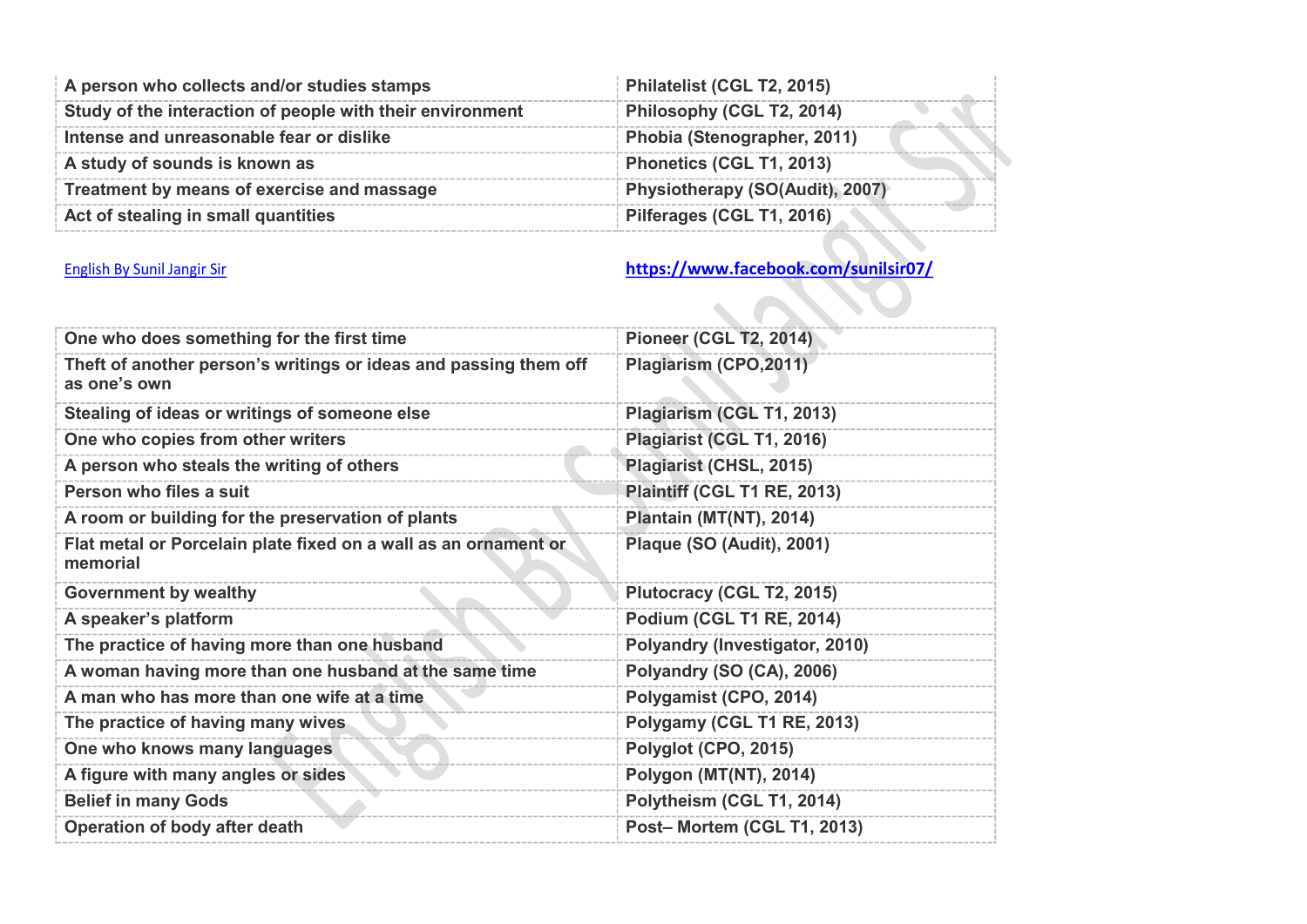| | |
|---|---|
| A person who collects and/or studies stamps | Philatelist (CGL T2, 2015) |
| Study of the interaction of people with their environment | Philosophy (CGL T2, 2014) |
| Intense and unreasonable fear or dislike | Phobia (Stenographer, 2011) |
| A study of sounds is known as | Phonetics (CGL T1, 2013) |
| Treatment by means of exercise and massage | Physiotherapy (SO(Audit), 2007) |
| Act of stealing in small quantities | Pilferages (CGL T1, 2016) |

English By Sunil Jangir Sir https://www.facebook.com/sunilsir07/

| | |
|---|---|
| One who does something for the first time | Pioneer (CGL T2, 2014) |
| Theft of another person's writings or ideas and passing them off as one's own | Plagiarism (CPO,2011) |
| Stealing of ideas or writings of someone else | Plagiarism (CGL T1, 2013) |
| One who copies from other writers | Plagiarist (CGL T1, 2016) |
| A person who steals the writing of others | Plagiarist (CHSL, 2015) |
| Person who files a suit | Plaintiff (CGL T1 RE, 2013) |
| A room or building for the preservation of plants | Plantain (MT(NT), 2014) |
| Flat metal or Porcelain plate fixed on a wall as an ornament or memorial | Plaque (SO (Audit), 2001) |
| Government by wealthy | Plutocracy (CGL T2, 2015) |
| A speaker's platform | Podium (CGL T1 RE, 2014) |
| The practice of having more than one husband | Polyandry (Investigator, 2010) |
| A woman having more than one husband at the same time | Polyandry (SO (CA), 2006) |
| A man who has more than one wife at a time | Polygamist (CPO, 2014) |
| The practice of having many wives | Polygamy (CGL T1 RE, 2013) |
| One who knows many languages | Polyglot (CPO, 2015) |
| A figure with many angles or sides | Polygon (MT(NT), 2014) |
| Belief in many Gods | Polytheism (CGL T1, 2014) |
| Operation of body after death | Post– Mortem (CGL T1, 2013) |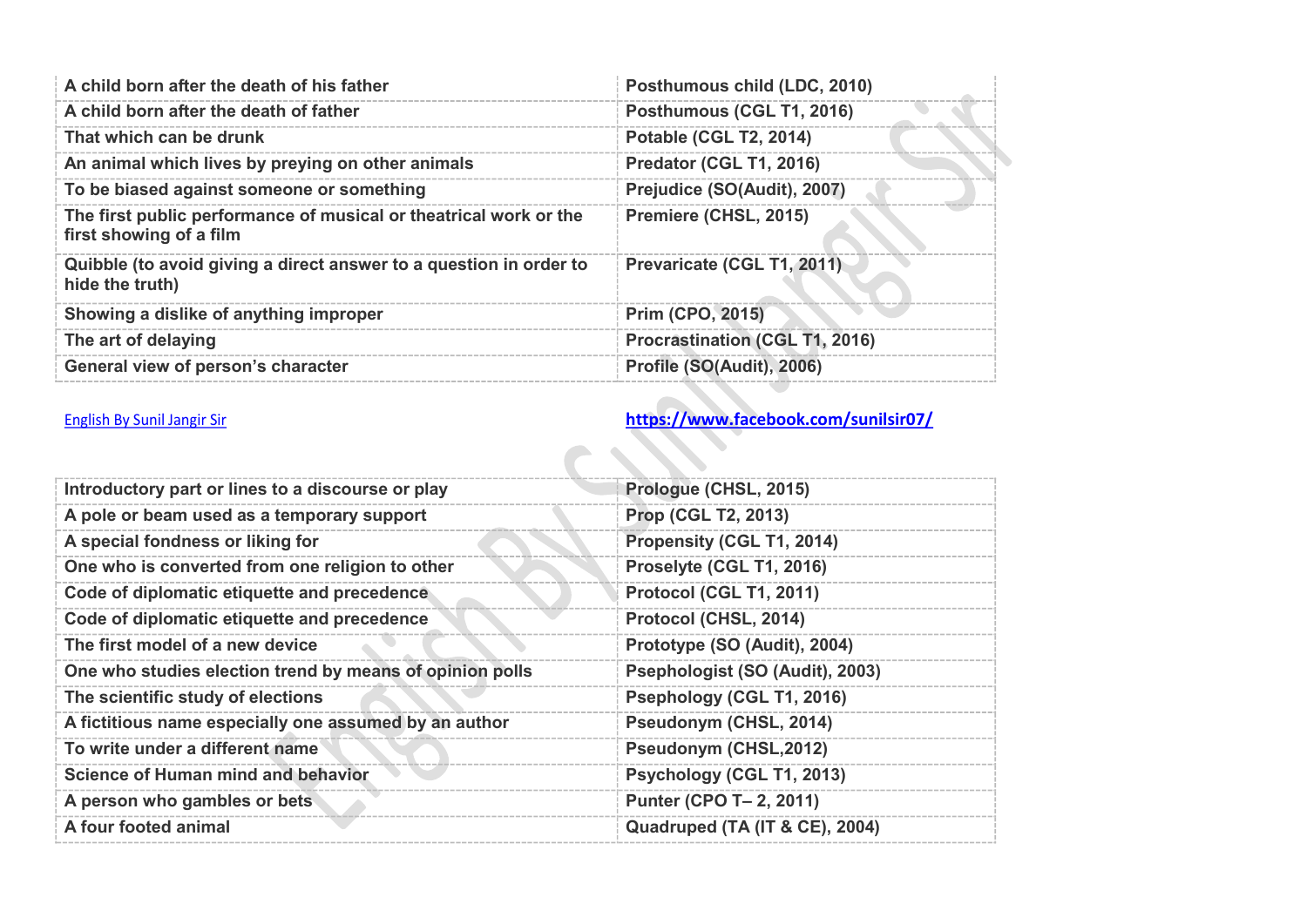| | |
|---|---|
| A child born after the death of his father | Posthumous child (LDC, 2010) |
| A child born after the death of father | Posthumous (CGL T1, 2016) |
| That which can be drunk | Potable (CGL T2, 2014) |
| An animal which lives by preying on other animals | Predator (CGL T1, 2016) |
| To be biased against someone or something | Prejudice (SO(Audit), 2007) |
| The first public performance of musical or theatrical work or the first showing of a film | Premiere (CHSL, 2015) |
| Quibble (to avoid giving a direct answer to a question in order to hide the truth) | Prevaricate (CGL T1, 2011) |
| Showing a dislike of anything improper | Prim (CPO, 2015) |
| The art of delaying | Procrastination (CGL T1, 2016) |
| General view of person's character | Profile (SO(Audit), 2006) |

English By Sunil Jangir Sir https://www.facebook.com/sunilsir07/

| | |
|---|---|
| Introductory part or lines to a discourse or play | Prologue (CHSL, 2015) |
| A pole or beam used as a temporary support | Prop (CGL T2, 2013) |
| A special fondness or liking for | Propensity (CGL T1, 2014) |
| One who is converted from one religion to other | Proselyte (CGL T1, 2016) |
| Code of diplomatic etiquette and precedence | Protocol (CGL T1, 2011) |
| Code of diplomatic etiquette and precedence | Protocol (CHSL, 2014) |
| The first model of a new device | Prototype (SO (Audit), 2004) |
| One who studies election trend by means of opinion polls | Psephologist (SO (Audit), 2003) |
| The scientific study of elections | Psephology (CGL T1, 2016) |
| A fictitious name especially one assumed by an author | Pseudonym (CHSL, 2014) |
| To write under a different name | Pseudonym (CHSL,2012) |
| Science of Human mind and behavior | Psychology (CGL T1, 2013) |
| A person who gambles or bets | Punter (CPO T– 2, 2011) |
| A four footed animal | Quadruped (TA (IT & CE), 2004) |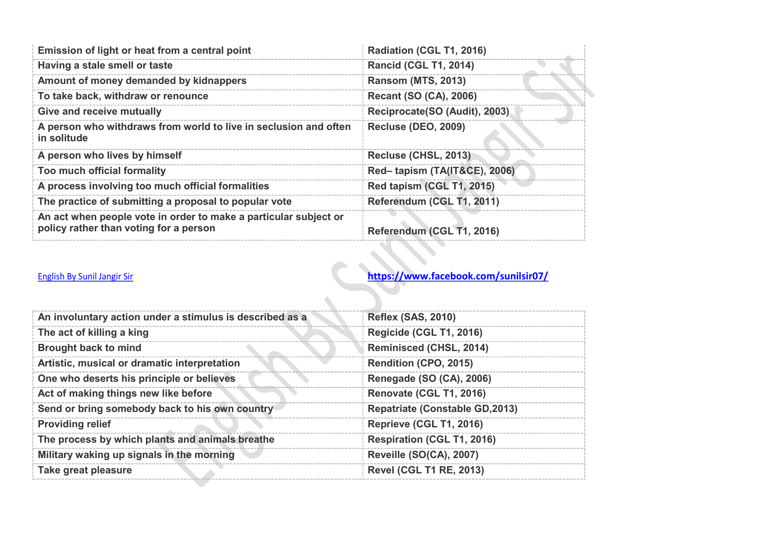| Emission of light or heat from a central point | Radiation (CGL T1, 2016) |
|---|---|
| Having a stale smell or taste | Rancid (CGL T1, 2014) |
| Amount of money demanded by kidnappers | Ransom (MTS, 2013) |
| To take back, withdraw or renounce | Recant (SO (CA), 2006) |
| Give and receive mutually | Reciprocate(SO (Audit), 2003) |
| A person who withdraws from world to live in seclusion and often in solitude | Recluse (DEO, 2009) |
| A person who lives by himself | Recluse (CHSL, 2013) |
| Too much official formality | Red– tapism (TA(IT&CE), 2006) |
| A process involving too much official formalities | Red tapism (CGL T1, 2015) |
| The practice of submitting a proposal to popular vote | Referendum (CGL T1, 2011) |
| An act when people vote in order to make a particular subject or policy rather than voting for a person | Referendum (CGL T1, 2016) |

English By Sunil Jangir Sir https://www.facebook.com/sunilsir07/

| An involuntary action under a stimulus is described as a | Reflex (SAS, 2010) |
|---|---|
| The act of killing a king | Regicide (CGL T1, 2016) |
| Brought back to mind | Reminisced (CHSL, 2014) |
| Artistic, musical or dramatic interpretation | Rendition (CPO, 2015) |
| One who deserts his principle or believes | Renegade (SO (CA), 2006) |
| Act of making things new like before | Renovate (CGL T1, 2016) |
| Send or bring somebody back to his own country | Repatriate (Constable GD,2013) |
| Providing relief | Reprieve (CGL T1, 2016) |
| The process by which plants and animals breathe | Respiration (CGL T1, 2016) |
| Military waking up signals in the morning | Reveille (SO(CA), 2007) |
| Take great pleasure | Revel (CGL T1 RE, 2013) |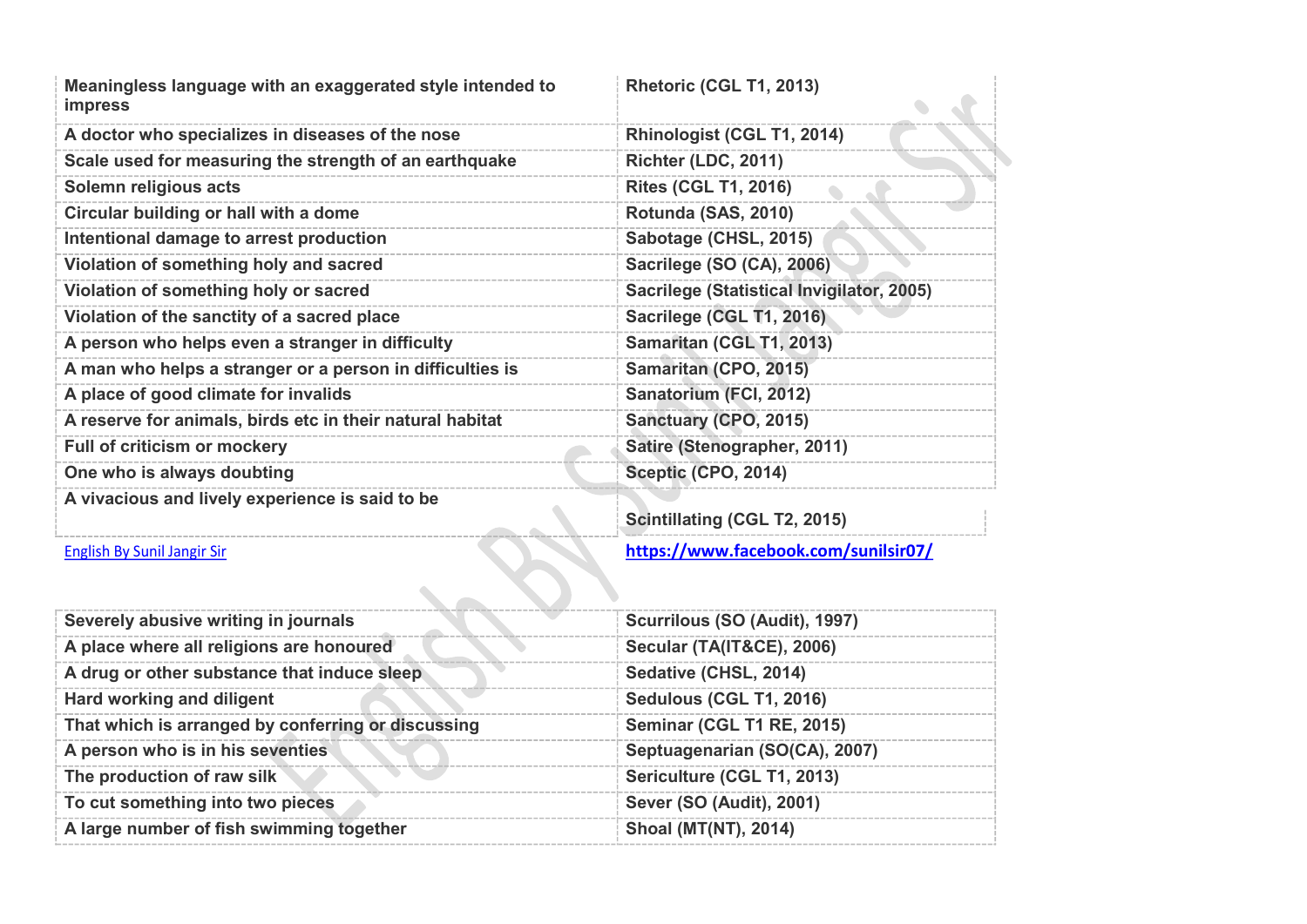| Meaningless language with an exaggerated style intended to impress | Rhetoric (CGL T1, 2013) |
|---|---|
| A doctor who specializes in diseases of the nose | Rhinologist (CGL T1, 2014) |
| Scale used for measuring the strength of an earthquake | Richter (LDC, 2011) |
| Solemn religious acts | Rites (CGL T1, 2016) |
| Circular building or hall with a dome | Rotunda (SAS, 2010) |
| Intentional damage to arrest production | Sabotage (CHSL, 2015) |
| Violation of something holy and sacred | Sacrilege (SO (CA), 2006) |
| Violation of something holy or sacred | Sacrilege (Statistical Invigilator, 2005) |
| Violation of the sanctity of a sacred place | Sacrilege (CGL T1, 2016) |
| A person who helps even a stranger in difficulty | Samaritan (CGL T1, 2013) |
| A man who helps a stranger or a person in difficulties is | Samaritan (CPO, 2015) |
| A place of good climate for invalids | Sanatorium (FCI, 2012) |
| A reserve for animals, birds etc in their natural habitat | Sanctuary (CPO, 2015) |
| Full of criticism or mockery | Satire (Stenographer, 2011) |
| One who is always doubting | Sceptic (CPO, 2014) |
| A vivacious and lively experience is said to be | Scintillating (CGL T2, 2015) |

English By Sunil Jangir Sir https://www.facebook.com/sunilsir07/

| Severely abusive writing in journals | Scurrilous (SO (Audit), 1997) |
|---|---|
| A place where all religions are honoured | Secular (TA(IT&CE), 2006) |
| A drug or other substance that induce sleep | Sedative (CHSL, 2014) |
| Hard working and diligent | Sedulous (CGL T1, 2016) |
| That which is arranged by conferring or discussing | Seminar (CGL T1 RE, 2015) |
| A person who is in his seventies | Septuagenarian (SO(CA), 2007) |
| The production of raw silk | Sericulture (CGL T1, 2013) |
| To cut something into two pieces | Sever (SO (Audit), 2001) |
| A large number of fish swimming together | Shoal (MT(NT), 2014) |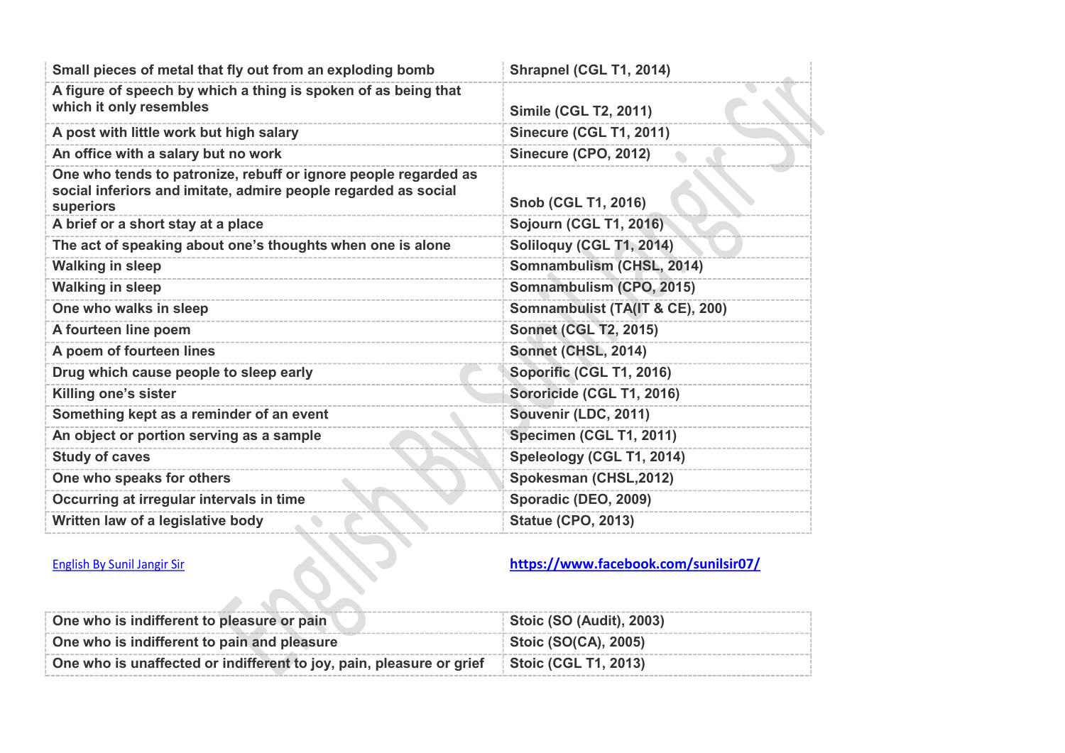| Small pieces of metal that fly out from an exploding bomb | Shrapnel (CGL T1, 2014) |
|---|---|
| A figure of speech by which a thing is spoken of as being that which it only resembles | Simile (CGL T2, 2011) |
| A post with little work but high salary | Sinecure (CGL T1, 2011) |
| An office with a salary but no work | Sinecure (CPO, 2012) |
| One who tends to patronize, rebuff or ignore people regarded as social inferiors and imitate, admire people regarded as social superiors | Snob (CGL T1, 2016) |
| A brief or a short stay at a place | Sojourn (CGL T1, 2016) |
| The act of speaking about one's thoughts when one is alone | Soliloquy (CGL T1, 2014) |
| Walking in sleep | Somnambulism (CHSL, 2014) |
| Walking in sleep | Somnambulism (CPO, 2015) |
| One who walks in sleep | Somnambulist (TA(IT & CE), 200) |
| A fourteen line poem | Sonnet (CGL T2, 2015) |
| A poem of fourteen lines | Sonnet (CHSL, 2014) |
| Drug which cause people to sleep early | Soporific (CGL T1, 2016) |
| Killing one's sister | Sororicide (CGL T1, 2016) |
| Something kept as a reminder of an event | Souvenir (LDC, 2011) |
| An object or portion serving as a sample | Specimen (CGL T1, 2011) |
| Study of caves | Speleology (CGL T1, 2014) |
| One who speaks for others | Spokesman (CHSL,2012) |
| Occurring at irregular intervals in time | Sporadic (DEO, 2009) |
| Written law of a legislative body | Statue (CPO, 2013) |

English By Sunil Jangir Sir https://www.facebook.com/sunilsir07/

| One who is indifferent to pleasure or pain | Stoic (SO (Audit), 2003) |
|---|---|
| One who is indifferent to pain and pleasure | Stoic (SO(CA), 2005) |
| One who is unaffected or indifferent to joy, pain, pleasure or grief | Stoic (CGL T1, 2013) |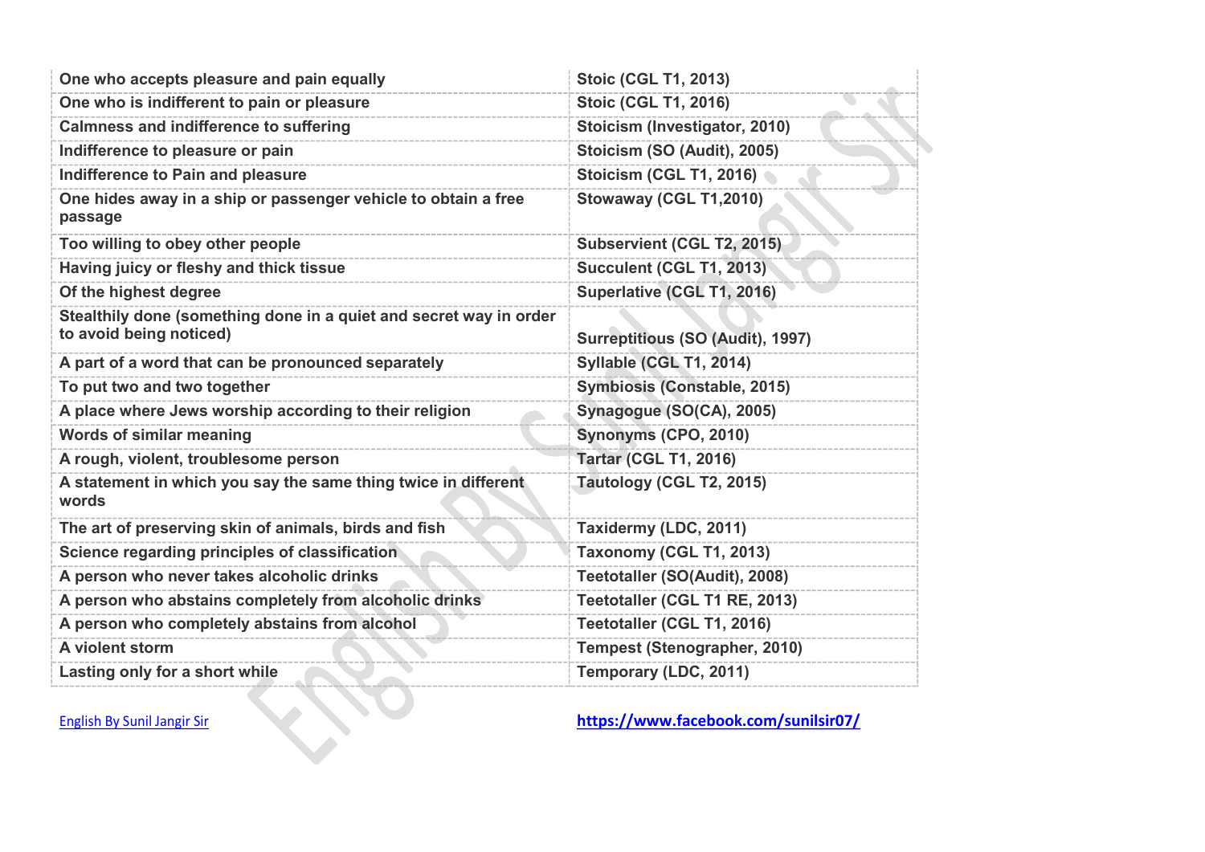| One who accepts pleasure and pain equally | Stoic (CGL T1, 2013) |
|---|---|
| One who is indifferent to pain or pleasure | Stoic (CGL T1, 2016) |
| Calmness and indifference to suffering | Stoicism (Investigator, 2010) |
| Indifference to pleasure or pain | Stoicism (SO (Audit), 2005) |
| Indifference to Pain and pleasure | Stoicism (CGL T1, 2016) |
| One hides away in a ship or passenger vehicle to obtain a free passage | Stowaway (CGL T1,2010) |
| Too willing to obey other people | Subservient (CGL T2, 2015) |
| Having juicy or fleshy and thick tissue | Succulent (CGL T1, 2013) |
| Of the highest degree | Superlative (CGL T1, 2016) |
| Stealthily done (something done in a quiet and secret way in order to avoid being noticed) | Surreptitious (SO (Audit), 1997) |
| A part of a word that can be pronounced separately | Syllable (CGL T1, 2014) |
| To put two and two together | Symbiosis (Constable, 2015) |
| A place where Jews worship according to their religion | Synagogue (SO(CA), 2005) |
| Words of similar meaning | Synonyms (CPO, 2010) |
| A rough, violent, troublesome person | Tartar (CGL T1, 2016) |
| A statement in which you say the same thing twice in different words | Tautology (CGL T2, 2015) |
| The art of preserving skin of animals, birds and fish | Taxidermy (LDC, 2011) |
| Science regarding principles of classification | Taxonomy (CGL T1, 2013) |
| A person who never takes alcoholic drinks | Teetotaller (SO(Audit), 2008) |
| A person who abstains completely from alcoholic drinks | Teetotaller (CGL T1 RE, 2013) |
| A person who completely abstains from alcohol | Teetotaller (CGL T1, 2016) |
| A violent storm | Tempest (Stenographer, 2010) |
| Lasting only for a short while | Temporary (LDC, 2011) |

English By Sunil Jangir Sir https://www.facebook.com/sunilsir07/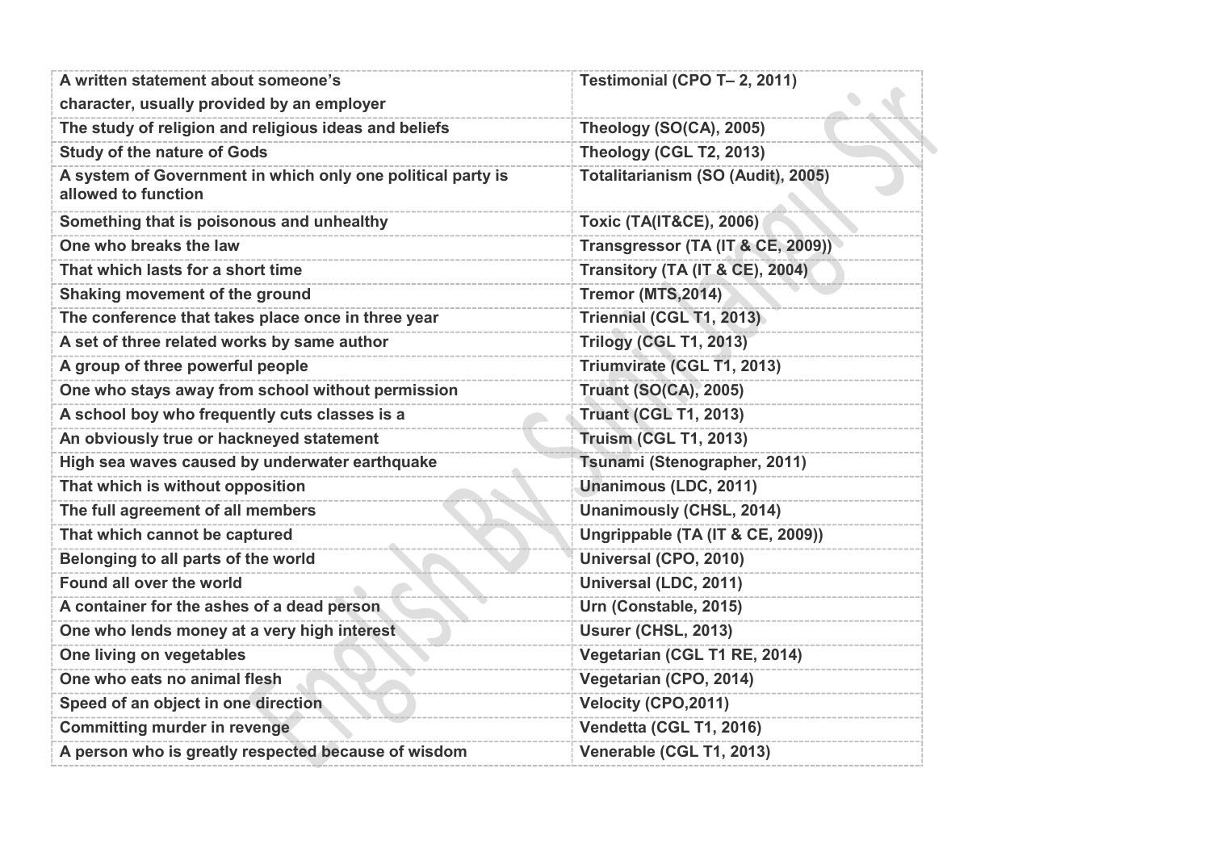| | |
|---|---|
| **A written statement about someone's character, usually provided by an employer** | **Testimonial (CPO T– 2, 2011)** |
| **The study of religion and religious ideas and beliefs** | **Theology (SO(CA), 2005)** |
| **Study of the nature of Gods** | **Theology (CGL T2, 2013)** |
| **A system of Government in which only one political party is allowed to function** | **Totalitarianism (SO (Audit), 2005)** |
| **Something that is poisonous and unhealthy** | **Toxic (TA(IT&CE), 2006)** |
| **One who breaks the law** | **Transgressor (TA (IT & CE, 2009))** |
| **That which lasts for a short time** | **Transitory (TA (IT & CE), 2004)** |
| **Shaking movement of the ground** | **Tremor (MTS,2014)** |
| **The conference that takes place once in three year** | **Triennial (CGL T1, 2013)** |
| **A set of three related works by same author** | **Trilogy (CGL T1, 2013)** |
| **A group of three powerful people** | **Triumvirate (CGL T1, 2013)** |
| **One who stays away from school without permission** | **Truant (SO(CA), 2005)** |
| **A school boy who frequently cuts classes is a** | **Truant (CGL T1, 2013)** |
| **An obviously true or hackneyed statement** | **Truism (CGL T1, 2013)** |
| **High sea waves caused by underwater earthquake** | **Tsunami (Stenographer, 2011)** |
| **That which is without opposition** | **Unanimous (LDC, 2011)** |
| **The full agreement of all members** | **Unanimously (CHSL, 2014)** |
| **That which cannot be captured** | **Ungrippable (TA (IT & CE, 2009))** |
| **Belonging to all parts of the world** | **Universal (CPO, 2010)** |
| **Found all over the world** | **Universal (LDC, 2011)** |
| **A container for the ashes of a dead person** | **Urn (Constable, 2015)** |
| **One who lends money at a very high interest** | **Usurer (CHSL, 2013)** |
| **One living on vegetables** | **Vegetarian (CGL T1 RE, 2014)** |
| **One who eats no animal flesh** | **Vegetarian (CPO, 2014)** |
| **Speed of an object in one direction** | **Velocity (CPO,2011)** |
| **Committing murder in revenge** | **Vendetta (CGL T1, 2016)** |
| **A person who is greatly respected because of wisdom** | **Venerable (CGL T1, 2013)** |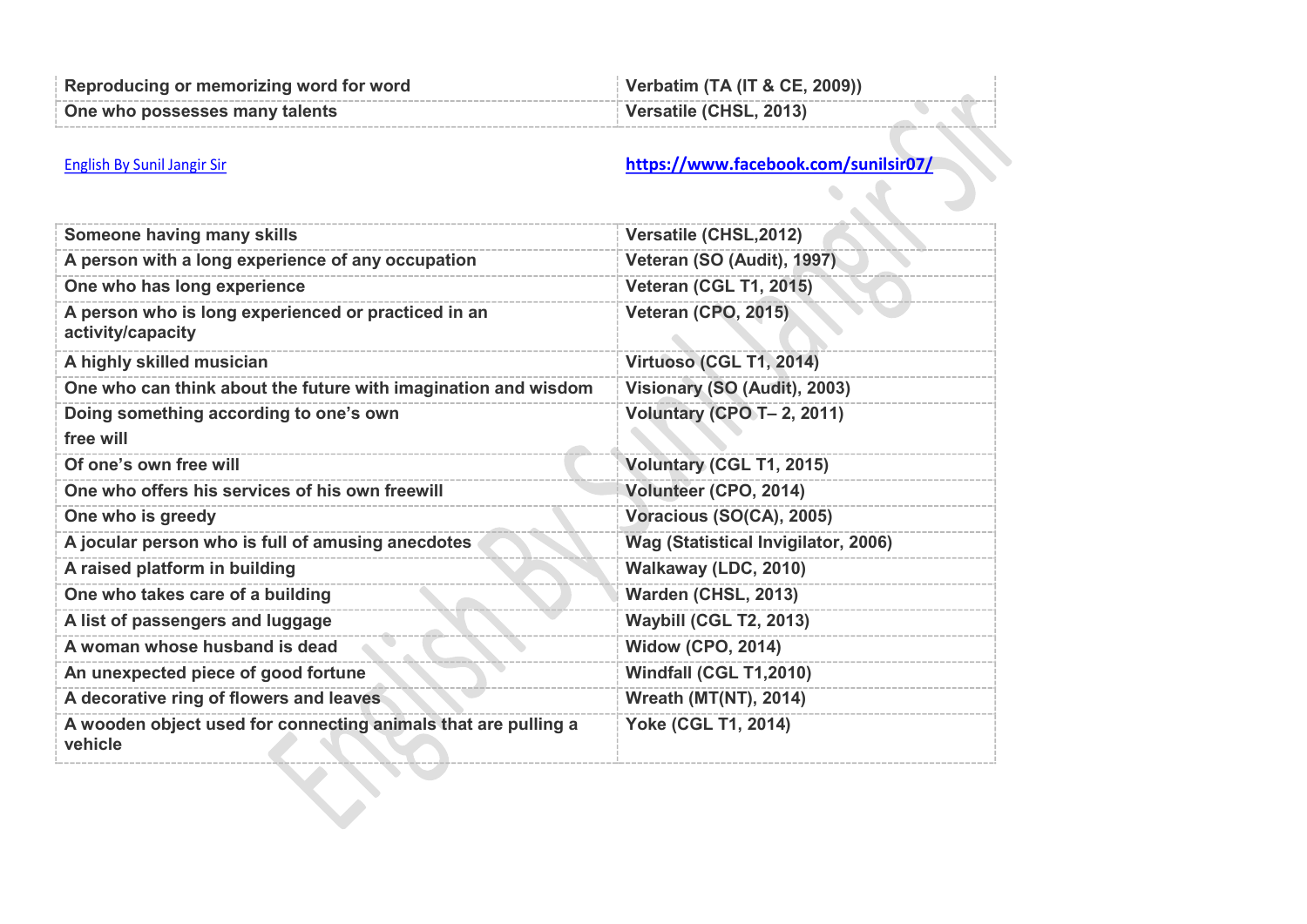| | |
|---|---|
| Reproducing or memorizing word for word | Verbatim (TA (IT & CE, 2009)) |
| One who possesses many talents | Versatile (CHSL, 2013) |

English By Sunil Jangir Sir

https://www.facebook.com/sunilsir07/

| | |
|---|---|
| Someone having many skills | Versatile (CHSL,2012) |
| A person with a long experience of any occupation | Veteran (SO (Audit), 1997) |
| One who has long experience | Veteran (CGL T1, 2015) |
| A person who is long experienced or practiced in an activity/capacity | Veteran (CPO, 2015) |
| A highly skilled musician | Virtuoso (CGL T1, 2014) |
| One who can think about the future with imagination and wisdom | Visionary (SO (Audit), 2003) |
| Doing something according to one's own free will | Voluntary (CPO T– 2, 2011) |
| Of one's own free will | Voluntary (CGL T1, 2015) |
| One who offers his services of his own freewill | Volunteer (CPO, 2014) |
| One who is greedy | Voracious (SO(CA), 2005) |
| A jocular person who is full of amusing anecdotes | Wag (Statistical Invigilator, 2006) |
| A raised platform in building | Walkaway (LDC, 2010) |
| One who takes care of a building | Warden (CHSL, 2013) |
| A list of passengers and luggage | Waybill (CGL T2, 2013) |
| A woman whose husband is dead | Widow (CPO, 2014) |
| An unexpected piece of good fortune | Windfall (CGL T1,2010) |
| A decorative ring of flowers and leaves | Wreath (MT(NT), 2014) |
| A wooden object used for connecting animals that are pulling a vehicle | Yoke (CGL T1, 2014) |